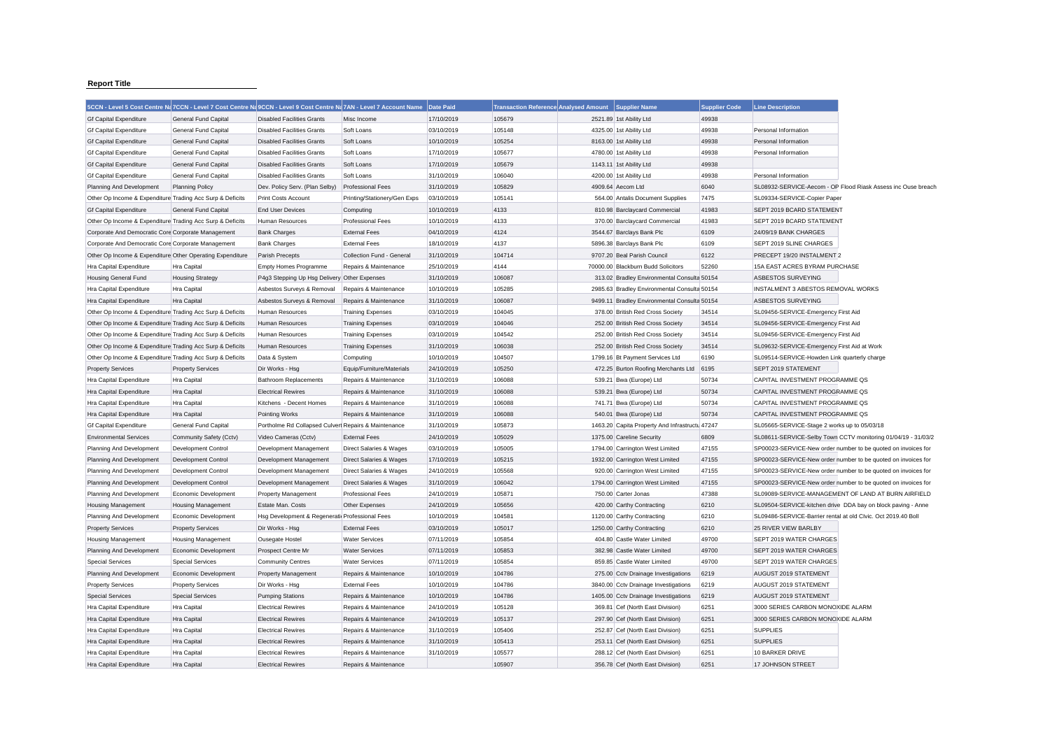**Report Title**

| 5CCN - Level 5 Cost Centre Na | 7CCN - Level 7 Cost Centre Na | 9CCN - Level 9 Cost Centre Na | 7AN - Level 7 Account Name | Date Paid | Transaction Reference | Analysed Amount | Supplier Name | Supplier Code | Line Description |
|---|---|---|---|---|---|---|---|---|---|
| Gf Capital Expenditure | General Fund Capital | Disabled Facilities Grants | Misc Income | 17/10/2019 | 105679 | 2521.89 | 1st Ability Ltd | 49938 | |
| Gf Capital Expenditure | General Fund Capital | Disabled Facilities Grants | Soft Loans | 03/10/2019 | 105148 | 4325.00 | 1st Ability Ltd | 49938 | Personal Information |
| Gf Capital Expenditure | General Fund Capital | Disabled Facilities Grants | Soft Loans | 10/10/2019 | 105254 | 8163.00 | 1st Ability Ltd | 49938 | Personal Information |
| Gf Capital Expenditure | General Fund Capital | Disabled Facilities Grants | Soft Loans | 17/10/2019 | 105677 | 4780.00 | 1st Ability Ltd | 49938 | Personal Information |
| Gf Capital Expenditure | General Fund Capital | Disabled Facilities Grants | Soft Loans | 17/10/2019 | 105679 | 1143.11 | 1st Ability Ltd | 49938 | |
| Gf Capital Expenditure | General Fund Capital | Disabled Facilities Grants | Soft Loans | 31/10/2019 | 106040 | 4200.00 | 1st Ability Ltd | 49938 | Personal Information |
| Planning And Development | Planning Policy | Dev. Policy Serv. (Plan Selby) | Professional Fees | 31/10/2019 | 105829 | 4909.64 | Aecom Ltd | 6040 | SL08932-SERVICE-Aecom - OP Flood Riask Assess inc Ouse breach |
| Other Op Income & Expenditure | Trading Acc Surp & Deficits | Print Costs Account | Printing/Stationery/Gen Exps | 03/10/2019 | 105141 | 564.00 | Antalis Document Supplies | 7475 | SL09334-SERVICE-Copier Paper |
| Gf Capital Expenditure | General Fund Capital | End User Devices | Computing | 10/10/2019 | 4133 | 810.98 | Barclaycard Commercial | 41983 | SEPT 2019 BCARD STATEMENT |
| Other Op Income & Expenditure | Trading Acc Surp & Deficits | Human Resources | Professional Fees | 10/10/2019 | 4133 | 370.00 | Barclaycard Commercial | 41983 | SEPT 2019 BCARD STATEMENT |
| Corporate And Democratic Core | Corporate Management | Bank Charges | External Fees | 04/10/2019 | 4124 | 3544.67 | Barclays Bank Plc | 6109 | 24/09/19 BANK CHARGES |
| Corporate And Democratic Core | Corporate Management | Bank Charges | External Fees | 18/10/2019 | 4137 | 5896.38 | Barclays Bank Plc | 6109 | SEPT 2019 SLINE CHARGES |
| Other Op Income & Expenditure | Other Operating Expenditure | Parish Precepts | Collection Fund - General | 31/10/2019 | 104714 | 9707.20 | Beal Parish Council | 6122 | PRECEPT 19/20 INSTALMENT 2 |
| Hra Capital Expenditure | Hra Capital | Empty Homes Programme | Repairs & Maintenance | 25/10/2019 | 4144 | 70000.00 | Blackburn Budd Solicitors | 52260 | 15A EAST ACRES BYRAM PURCHASE |
| Housing General Fund | Housing Strategy | P4g3 Stepping Up Hsg Delivery | Other Expenses | 31/10/2019 | 106087 | 313.02 | Bradley Environmental Consulta | 50154 | ASBESTOS SURVEYING |
| Hra Capital Expenditure | Hra Capital | Asbestos Surveys & Removal | Repairs & Maintenance | 10/10/2019 | 105285 | 2985.63 | Bradley Environmental Consulta | 50154 | INSTALMENT 3 ABESTOS REMOVAL WORKS |
| Hra Capital Expenditure | Hra Capital | Asbestos Surveys & Removal | Repairs & Maintenance | 31/10/2019 | 106087 | 9499.11 | Bradley Environmental Consulta | 50154 | ASBESTOS SURVEYING |
| Other Op Income & Expenditure | Trading Acc Surp & Deficits | Human Resources | Training Expenses | 03/10/2019 | 104045 | 378.00 | British Red Cross Society | 34514 | SL09456-SERVICE-Emergency First Aid |
| Other Op Income & Expenditure | Trading Acc Surp & Deficits | Human Resources | Training Expenses | 03/10/2019 | 104046 | 252.00 | British Red Cross Society | 34514 | SL09456-SERVICE-Emergency First Aid |
| Other Op Income & Expenditure | Trading Acc Surp & Deficits | Human Resources | Training Expenses | 03/10/2019 | 104542 | 252.00 | British Red Cross Society | 34514 | SL09456-SERVICE-Emergency First Aid |
| Other Op Income & Expenditure | Trading Acc Surp & Deficits | Human Resources | Training Expenses | 31/10/2019 | 106038 | 252.00 | British Red Cross Society | 34514 | SL09632-SERVICE-Emergency First Aid at Work |
| Other Op Income & Expenditure | Trading Acc Surp & Deficits | Data & System | Computing | 10/10/2019 | 104507 | 1799.16 | Bt Payment Services Ltd | 6190 | SL09514-SERVICE-Howden Link quarterly charge |
| Property Services | Property Services | Dir Works - Hsg | Equip/Furniture/Materials | 24/10/2019 | 105250 | 472.25 | Burton Roofing Merchants Ltd | 6195 | SEPT 2019 STATEMENT |
| Hra Capital Expenditure | Hra Capital | Bathroom Replacements | Repairs & Maintenance | 31/10/2019 | 106088 | 539.21 | Bwa (Europe) Ltd | 50734 | CAPITAL INVESTMENT PROGRAMME QS |
| Hra Capital Expenditure | Hra Capital | Electrical Rewires | Repairs & Maintenance | 31/10/2019 | 106088 | 539.21 | Bwa (Europe) Ltd | 50734 | CAPITAL INVESTMENT PROGRAMME QS |
| Hra Capital Expenditure | Hra Capital | Kitchens - Decent Homes | Repairs & Maintenance | 31/10/2019 | 106088 | 741.71 | Bwa (Europe) Ltd | 50734 | CAPITAL INVESTMENT PROGRAMME QS |
| Hra Capital Expenditure | Hra Capital | Pointing Works | Repairs & Maintenance | 31/10/2019 | 106088 | 540.01 | Bwa (Europe) Ltd | 50734 | CAPITAL INVESTMENT PROGRAMME QS |
| Gf Capital Expenditure | General Fund Capital | Portholme Rd Collapsed Culvert | Repairs & Maintenance | 31/10/2019 | 105873 | 1463.20 | Capita Property And Infrastructu | 47247 | SL05665-SERVICE-Stage 2 works up to 05/03/18 |
| Environmental Services | Community Safety (Cctv) | Video Cameras (Cctv) | External Fees | 24/10/2019 | 105029 | 1375.00 | Careline Security | 6809 | SL08611-SERVICE-Selby Town CCTV monitoring 01/04/19 - 31/03/2 |
| Planning And Development | Development Control | Development Management | Direct Salaries & Wages | 03/10/2019 | 105005 | 1794.00 | Carrington West Limited | 47155 | SP00023-SERVICE-New order number to be quoted on invoices for |
| Planning And Development | Development Control | Development Management | Direct Salaries & Wages | 17/10/2019 | 105215 | 1932.00 | Carrington West Limited | 47155 | SP00023-SERVICE-New order number to be quoted on invoices for |
| Planning And Development | Development Control | Development Management | Direct Salaries & Wages | 24/10/2019 | 105568 | 920.00 | Carrington West Limited | 47155 | SP00023-SERVICE-New order number to be quoted on invoices for |
| Planning And Development | Development Control | Development Management | Direct Salaries & Wages | 31/10/2019 | 106042 | 1794.00 | Carrington West Limited | 47155 | SP00023-SERVICE-New order number to be quoted on invoices for |
| Planning And Development | Economic Development | Property Management | Professional Fees | 24/10/2019 | 105871 | 750.00 | Carter Jonas | 47388 | SL09089-SERVICE-MANAGEMENT OF LAND AT BURN AIRFIELD |
| Housing Management | Housing Management | Estate Man. Costs | Other Expenses | 24/10/2019 | 105656 | 420.00 | Carthy Contracting | 6210 | SL09504-SERVICE-kitchen drive DDA bay on block paving - Anne |
| Planning And Development | Economic Development | Hsg Development & Regenerati | Professional Fees | 10/10/2019 | 104581 | 1120.00 | Carthy Contracting | 6210 | SL09486-SERVICE-Barrier rental at old Civic. Oct 2019.40 Boll |
| Property Services | Property Services | Dir Works - Hsg | External Fees | 03/10/2019 | 105017 | 1250.00 | Carthy Contracting | 6210 | 25 RIVER VIEW BARLBY |
| Housing Management | Housing Management | Ousegate Hostel | Water Services | 07/11/2019 | 105854 | 404.80 | Castle Water Limited | 49700 | SEPT 2019 WATER CHARGES |
| Planning And Development | Economic Development | Prospect Centre Mr | Water Services | 07/11/2019 | 105853 | 382.98 | Castle Water Limited | 49700 | SEPT 2019 WATER CHARGES |
| Special Services | Special Services | Community Centres | Water Services | 07/11/2019 | 105854 | 859.85 | Castle Water Limited | 49700 | SEPT 2019 WATER CHARGES |
| Planning And Development | Economic Development | Property Management | Repairs & Maintenance | 10/10/2019 | 104786 | 275.00 | Cctv Drainage Investigations | 6219 | AUGUST 2019 STATEMENT |
| Property Services | Property Services | Dir Works - Hsg | External Fees | 10/10/2019 | 104786 | 3840.00 | Cctv Drainage Investigations | 6219 | AUGUST 2019 STATEMENT |
| Special Services | Special Services | Pumping Stations | Repairs & Maintenance | 10/10/2019 | 104786 | 1405.00 | Cctv Drainage Investigations | 6219 | AUGUST 2019 STATEMENT |
| Hra Capital Expenditure | Hra Capital | Electrical Rewires | Repairs & Maintenance | 24/10/2019 | 105128 | 369.81 | Cef (North East Division) | 6251 | 3000 SERIES CARBON MONOXIDE ALARM |
| Hra Capital Expenditure | Hra Capital | Electrical Rewires | Repairs & Maintenance | 24/10/2019 | 105137 | 297.90 | Cef (North East Division) | 6251 | 3000 SERIES CARBON MONOXIDE ALARM |
| Hra Capital Expenditure | Hra Capital | Electrical Rewires | Repairs & Maintenance | 31/10/2019 | 105406 | 252.87 | Cef (North East Division) | 6251 | SUPPLIES |
| Hra Capital Expenditure | Hra Capital | Electrical Rewires | Repairs & Maintenance | 31/10/2019 | 105413 | 253.11 | Cef (North East Division) | 6251 | SUPPLIES |
| Hra Capital Expenditure | Hra Capital | Electrical Rewires | Repairs & Maintenance | 31/10/2019 | 105577 | 288.12 | Cef (North East Division) | 6251 | 10 BARKER DRIVE |
| Hra Capital Expenditure | Hra Capital | Electrical Rewires | Repairs & Maintenance | | 105907 | 356.78 | Cef (North East Division) | 6251 | 17 JOHNSON STREET |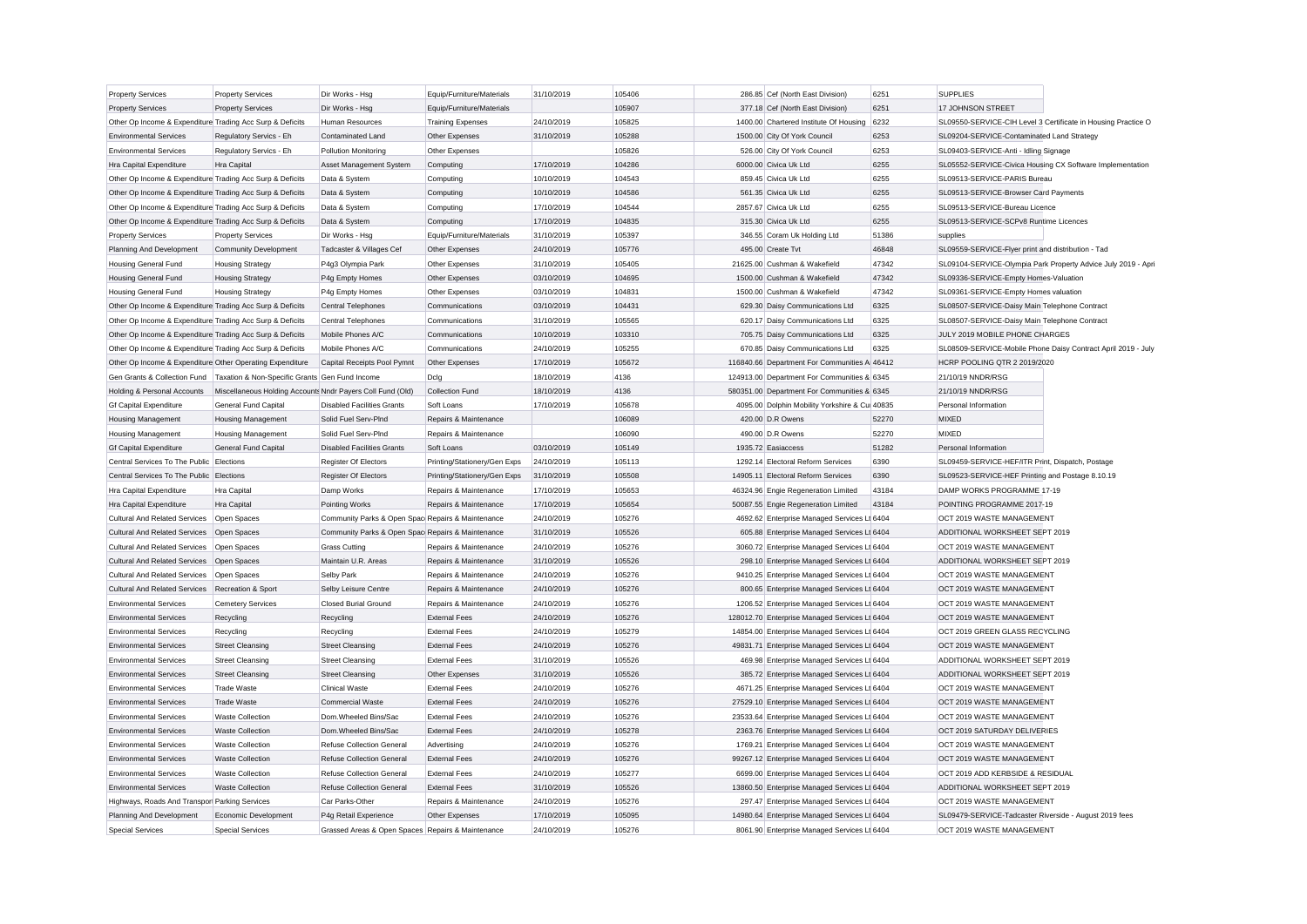| | | | | | | | | | |
|---|---|---|---|---|---|---|---|---|---|
| Property Services | Property Services | Dir Works - Hsg | Equip/Furniture/Materials | 31/10/2019 | 105406 | 286.85 | Cef (North East Division) | 6251 | SUPPLIES |
| Property Services | Property Services | Dir Works - Hsg | Equip/Furniture/Materials | | 105907 | 377.18 | Cef (North East Division) | 6251 | 17 JOHNSON STREET |
| Other Op Income & Expenditure | Trading Acc Surp & Deficits | Human Resources | Training Expenses | 24/10/2019 | 105825 | 1400.00 | Chartered Institute Of Housing | 6232 | SL09550-SERVICE-CIH Level 3 Certificate in Housing Practice O |
| Environmental Services | Regulatory Servics - Eh | Contaminated Land | Other Expenses | 31/10/2019 | 105288 | 1500.00 | City Of York Council | 6253 | SL09204-SERVICE-Contaminated Land Strategy |
| Environmental Services | Regulatory Servics - Eh | Pollution Monitoring | Other Expenses | | 105826 | 526.00 | City Of York Council | 6253 | SL09403-SERVICE-Anti - Idling Signage |
| Hra Capital Expenditure | Hra Capital | Asset Management System | Computing | 17/10/2019 | 104286 | 6000.00 | Civica Uk Ltd | 6255 | SL05552-SERVICE-Civica Housing CX Software Implementation |
| Other Op Income & Expenditure | Trading Acc Surp & Deficits | Data & System | Computing | 10/10/2019 | 104543 | 859.45 | Civica Uk Ltd | 6255 | SL09513-SERVICE-PARIS Bureau |
| Other Op Income & Expenditure | Trading Acc Surp & Deficits | Data & System | Computing | 10/10/2019 | 104586 | 561.35 | Civica Uk Ltd | 6255 | SL09513-SERVICE-Browser Card Payments |
| Other Op Income & Expenditure | Trading Acc Surp & Deficits | Data & System | Computing | 17/10/2019 | 104544 | 2857.67 | Civica Uk Ltd | 6255 | SL09513-SERVICE-Bureau Licence |
| Other Op Income & Expenditure | Trading Acc Surp & Deficits | Data & System | Computing | 17/10/2019 | 104835 | 315.30 | Civica Uk Ltd | 6255 | SL09513-SERVICE-SCPv8 Runtime Licences |
| Property Services | Property Services | Dir Works - Hsg | Equip/Furniture/Materials | 31/10/2019 | 105397 | 346.55 | Coram Uk Holding Ltd | 51386 | supplies |
| Planning And Development | Community Development | Tadcaster & Villages Cef | Other Expenses | 24/10/2019 | 105776 | 495.00 | Create Tvt | 46848 | SL09559-SERVICE-Flyer print and distribution - Tad |
| Housing General Fund | Housing Strategy | P4g3 Olympia Park | Other Expenses | 31/10/2019 | 105405 | 21625.00 | Cushman & Wakefield | 47342 | SL09104-SERVICE-Olympia Park Property Advice July 2019 - Apri |
| Housing General Fund | Housing Strategy | P4g Empty Homes | Other Expenses | 03/10/2019 | 104695 | 1500.00 | Cushman & Wakefield | 47342 | SL09336-SERVICE-Empty Homes-Valuation |
| Housing General Fund | Housing Strategy | P4g Empty Homes | Other Expenses | 03/10/2019 | 104831 | 1500.00 | Cushman & Wakefield | 47342 | SL09361-SERVICE-Empty Homes valuation |
| Other Op Income & Expenditure | Trading Acc Surp & Deficits | Central Telephones | Communications | 03/10/2019 | 104431 | 629.30 | Daisy Communications Ltd | 6325 | SL08507-SERVICE-Daisy Main Telephone Contract |
| Other Op Income & Expenditure | Trading Acc Surp & Deficits | Central Telephones | Communications | 31/10/2019 | 105565 | 620.17 | Daisy Communications Ltd | 6325 | SL08507-SERVICE-Daisy Main Telephone Contract |
| Other Op Income & Expenditure | Trading Acc Surp & Deficits | Mobile Phones A/C | Communications | 10/10/2019 | 103310 | 705.75 | Daisy Communications Ltd | 6325 | JULY 2019 MOBILE PHONE CHARGES |
| Other Op Income & Expenditure | Trading Acc Surp & Deficits | Mobile Phones A/C | Communications | 24/10/2019 | 105255 | 670.85 | Daisy Communications Ltd | 6325 | SL08509-SERVICE-Mobile Phone Daisy Contract April 2019 - July |
| Other Op Income & Expenditure | Other Operating Expenditure | Capital Receipts Pool Pymnt | Other Expenses | 17/10/2019 | 105672 | 116840.66 | Department For Communities & | 46412 | HCRP POOLING QTR 2 2019/2020 |
| Gen Grants & Collection Fund | Taxation & Non-Specific Grants | Gen Fund Income | Dclg | 18/10/2019 | 4136 | 124913.00 | Department For Communities & | 6345 | 21/10/19 NNDR/RSG |
| Holding & Personal Accounts | Miscellaneous Holding Accounts | Nndr Payers Coll Fund (Old) | Collection Fund | 18/10/2019 | 4136 | 580351.00 | Department For Communities & | 6345 | 21/10/19 NNDR/RSG |
| Gf Capital Expenditure | General Fund Capital | Disabled Facilities Grants | Soft Loans | 17/10/2019 | 105678 | 4095.00 | Dolphin Mobility Yorkshire & Cu | 40835 | Personal Information |
| Housing Management | Housing Management | Solid Fuel Serv-Plnd | Repairs & Maintenance | | 106089 | 420.00 | D.R Owens | 52270 | MIXED |
| Housing Management | Housing Management | Solid Fuel Serv-Plnd | Repairs & Maintenance | | 106090 | 490.00 | D.R Owens | 52270 | MIXED |
| Gf Capital Expenditure | General Fund Capital | Disabled Facilities Grants | Soft Loans | 03/10/2019 | 105149 | 1935.72 | Easiaccess | 51282 | Personal Information |
| Central Services To The Public | Elections | Register Of Electors | Printing/Stationery/Gen Exps | 24/10/2019 | 105113 | 1292.14 | Electoral Reform Services | 6390 | SL09459-SERVICE-HEF/ITR Print, Dispatch, Postage |
| Central Services To The Public | Elections | Register Of Electors | Printing/Stationery/Gen Exps | 31/10/2019 | 105508 | 14905.11 | Electoral Reform Services | 6390 | SL09523-SERVICE-HEF Printing and Postage 8.10.19 |
| Hra Capital Expenditure | Hra Capital | Damp Works | Repairs & Maintenance | 17/10/2019 | 105653 | 46324.96 | Engie Regeneration Limited | 43184 | DAMP WORKS PROGRAMME 17-19 |
| Hra Capital Expenditure | Hra Capital | Pointing Works | Repairs & Maintenance | 17/10/2019 | 105654 | 50087.55 | Engie Regeneration Limited | 43184 | POINTING PROGRAMME 2017-19 |
| Cultural And Related Services | Open Spaces | Community Parks & Open Spac | Repairs & Maintenance | 24/10/2019 | 105276 | 4692.62 | Enterprise Managed Services Lt | 6404 | OCT 2019 WASTE MANAGEMENT |
| Cultural And Related Services | Open Spaces | Community Parks & Open Spac | Repairs & Maintenance | 31/10/2019 | 105526 | 605.88 | Enterprise Managed Services Lt | 6404 | ADDITIONAL WORKSHEET SEPT 2019 |
| Cultural And Related Services | Open Spaces | Grass Cutting | Repairs & Maintenance | 24/10/2019 | 105276 | 3060.72 | Enterprise Managed Services Lt | 6404 | OCT 2019 WASTE MANAGEMENT |
| Cultural And Related Services | Open Spaces | Maintain U.R. Areas | Repairs & Maintenance | 31/10/2019 | 105526 | 298.10 | Enterprise Managed Services Lt | 6404 | ADDITIONAL WORKSHEET SEPT 2019 |
| Cultural And Related Services | Open Spaces | Selby Park | Repairs & Maintenance | 24/10/2019 | 105276 | 9410.25 | Enterprise Managed Services Lt | 6404 | OCT 2019 WASTE MANAGEMENT |
| Cultural And Related Services | Recreation & Sport | Selby Leisure Centre | Repairs & Maintenance | 24/10/2019 | 105276 | 800.65 | Enterprise Managed Services Lt | 6404 | OCT 2019 WASTE MANAGEMENT |
| Environmental Services | Cemetery Services | Closed Burial Ground | Repairs & Maintenance | 24/10/2019 | 105276 | 1206.52 | Enterprise Managed Services Lt | 6404 | OCT 2019 WASTE MANAGEMENT |
| Environmental Services | Recycling | Recycling | External Fees | 24/10/2019 | 105276 | 128012.70 | Enterprise Managed Services Lt | 6404 | OCT 2019 WASTE MANAGEMENT |
| Environmental Services | Recycling | Recycling | External Fees | 24/10/2019 | 105279 | 14854.00 | Enterprise Managed Services Lt | 6404 | OCT 2019 GREEN GLASS RECYCLING |
| Environmental Services | Street Cleansing | Street Cleansing | External Fees | 24/10/2019 | 105276 | 49831.71 | Enterprise Managed Services Lt | 6404 | OCT 2019 WASTE MANAGEMENT |
| Environmental Services | Street Cleansing | Street Cleansing | External Fees | 31/10/2019 | 105526 | 469.98 | Enterprise Managed Services Lt | 6404 | ADDITIONAL WORKSHEET SEPT 2019 |
| Environmental Services | Street Cleansing | Street Cleansing | Other Expenses | 31/10/2019 | 105526 | 385.72 | Enterprise Managed Services Lt | 6404 | ADDITIONAL WORKSHEET SEPT 2019 |
| Environmental Services | Trade Waste | Clinical Waste | External Fees | 24/10/2019 | 105276 | 4671.25 | Enterprise Managed Services Lt | 6404 | OCT 2019 WASTE MANAGEMENT |
| Environmental Services | Trade Waste | Commercial Waste | External Fees | 24/10/2019 | 105276 | 27529.10 | Enterprise Managed Services Lt | 6404 | OCT 2019 WASTE MANAGEMENT |
| Environmental Services | Waste Collection | Dom.Wheeled Bins/Sac | External Fees | 24/10/2019 | 105276 | 23533.64 | Enterprise Managed Services Lt | 6404 | OCT 2019 WASTE MANAGEMENT |
| Environmental Services | Waste Collection | Dom.Wheeled Bins/Sac | External Fees | 24/10/2019 | 105278 | 2363.76 | Enterprise Managed Services Lt | 6404 | OCT 2019 SATURDAY DELIVERIES |
| Environmental Services | Waste Collection | Refuse Collection General | Advertising | 24/10/2019 | 105276 | 1769.21 | Enterprise Managed Services Lt | 6404 | OCT 2019 WASTE MANAGEMENT |
| Environmental Services | Waste Collection | Refuse Collection General | External Fees | 24/10/2019 | 105276 | 99267.12 | Enterprise Managed Services Lt | 6404 | OCT 2019 WASTE MANAGEMENT |
| Environmental Services | Waste Collection | Refuse Collection General | External Fees | 24/10/2019 | 105277 | 6699.00 | Enterprise Managed Services Lt | 6404 | OCT 2019 ADD KERBSIDE & RESIDUAL |
| Environmental Services | Waste Collection | Refuse Collection General | External Fees | 31/10/2019 | 105526 | 13860.50 | Enterprise Managed Services Lt | 6404 | ADDITIONAL WORKSHEET SEPT 2019 |
| Highways, Roads And Transport | Parking Services | Car Parks-Other | Repairs & Maintenance | 24/10/2019 | 105276 | 297.47 | Enterprise Managed Services Lt | 6404 | OCT 2019 WASTE MANAGEMENT |
| Planning And Development | Economic Development | P4g Retail Experience | Other Expenses | 17/10/2019 | 105095 | 14980.64 | Enterprise Managed Services Lt | 6404 | SL09479-SERVICE-Tadcaster Riverside - August 2019 fees |
| Special Services | Special Services | Grassed Areas & Open Spaces | Repairs & Maintenance | 24/10/2019 | 105276 | 8061.90 | Enterprise Managed Services Lt | 6404 | OCT 2019 WASTE MANAGEMENT |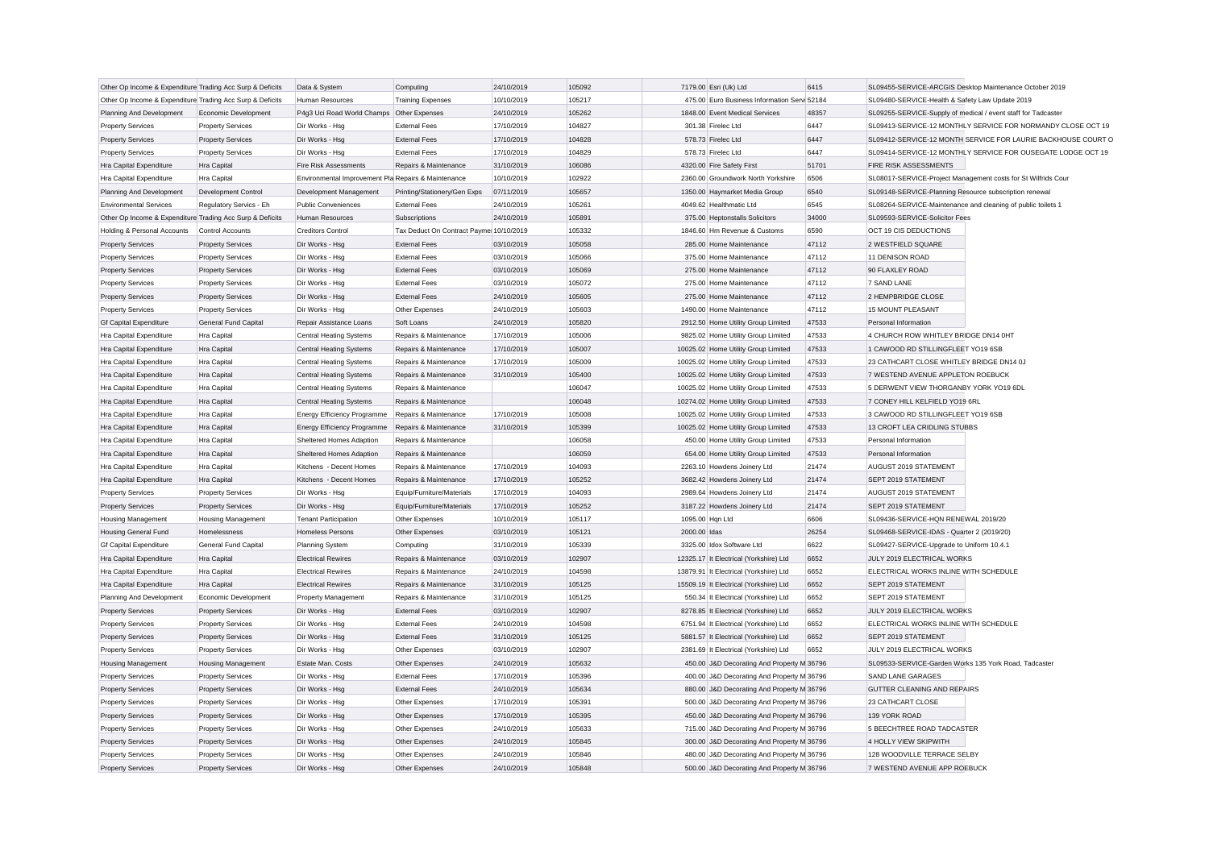| | | | | | | | | | |
|---|---|---|---|---|---|---|---|---|---|
| Other Op Income & Expenditure | Trading Acc Surp & Deficits | Data & System | Computing | 24/10/2019 | 105092 | 7179.00 | Esri (Uk) Ltd | 6415 | SL09455-SERVICE-ARCGIS Desktop Maintenance October 2019 |
| Other Op Income & Expenditure | Trading Acc Surp & Deficits | Human Resources | Training Expenses | 10/10/2019 | 105217 | 475.00 | Euro Business Information Serv | 52184 | SL09480-SERVICE-Health & Safety Law Update 2019 |
| Planning And Development | Economic Development | P4g3 Uci Road World Champs | Other Expenses | 24/10/2019 | 105262 | 1848.00 | Event Medical Services | 48357 | SL09255-SERVICE-Supply of medical / event staff for Tadcaster |
| Property Services | Property Services | Dir Works - Hsg | External Fees | 17/10/2019 | 104827 | 301.38 | Firelec Ltd | 6447 | SL09413-SERVICE-12 MONTHLY SERVICE FOR NORMANDY CLOSE OCT 19 |
| Property Services | Property Services | Dir Works - Hsg | External Fees | 17/10/2019 | 104828 | 578.73 | Firelec Ltd | 6447 | SL09412-SERVICE-12 MONTH SERVICE FOR LAURIE BACKHOUSE COURT O |
| Property Services | Property Services | Dir Works - Hsg | External Fees | 17/10/2019 | 104829 | 578.73 | Firelec Ltd | 6447 | SL09414-SERVICE-12 MONTHLY SERVICE FOR OUSEGATE LODGE OCT 19 |
| Hra Capital Expenditure | Hra Capital | Fire Risk Assessments | Repairs & Maintenance | 31/10/2019 | 106086 | 4320.00 | Fire Safety First | 51701 | FIRE RISK ASSESSMENTS |
| Hra Capital Expenditure | Hra Capital | Environmental Improvement Pla | Repairs & Maintenance | 10/10/2019 | 102922 | 2360.00 | Groundwork North Yorkshire | 6506 | SL08017-SERVICE-Project Management costs for St Wilfrids Cour |
| Planning And Development | Development Control | Development Management | Printing/Stationery/Gen Exps | 07/11/2019 | 105657 | 1350.00 | Haymarket Media Group | 6540 | SL09148-SERVICE-Planning Resource subscription renewal |
| Environmental Services | Regulatory Servics - Eh | Public Conveniences | External Fees | 24/10/2019 | 105261 | 4049.62 | Healthmatic Ltd | 6545 | SL08264-SERVICE-Maintenance and cleaning of public toilets 1 |
| Other Op Income & Expenditure | Trading Acc Surp & Deficits | Human Resources | Subscriptions | 24/10/2019 | 105891 | 375.00 | Heptonstalls Solicitors | 34000 | SL09593-SERVICE-Solicitor Fees |
| Holding & Personal Accounts | Control Accounts | Creditors Control | Tax Deduct On Contract Payme | 10/10/2019 | 105332 | 1846.60 | Hm Revenue & Customs | 6590 | OCT 19 CIS DEDUCTIONS |
| Property Services | Property Services | Dir Works - Hsg | External Fees | 03/10/2019 | 105058 | 285.00 | Home Maintenance | 47112 | 2 WESTFIELD SQUARE |
| Property Services | Property Services | Dir Works - Hsg | External Fees | 03/10/2019 | 105066 | 375.00 | Home Maintenance | 47112 | 11 DENISON ROAD |
| Property Services | Property Services | Dir Works - Hsg | External Fees | 03/10/2019 | 105069 | 275.00 | Home Maintenance | 47112 | 90 FLAXLEY ROAD |
| Property Services | Property Services | Dir Works - Hsg | External Fees | 03/10/2019 | 105072 | 275.00 | Home Maintenance | 47112 | 7 SAND LANE |
| Property Services | Property Services | Dir Works - Hsg | External Fees | 24/10/2019 | 105605 | 275.00 | Home Maintenance | 47112 | 2 HEMPBRIDGE CLOSE |
| Property Services | Property Services | Dir Works - Hsg | Other Expenses | 24/10/2019 | 105603 | 1490.00 | Home Maintenance | 47112 | 15 MOUNT PLEASANT |
| Gf Capital Expenditure | General Fund Capital | Repair Assistance Loans | Soft Loans | 24/10/2019 | 105820 | 2912.50 | Home Utility Group Limited | 47533 | Personal Information |
| Hra Capital Expenditure | Hra Capital | Central Heating Systems | Repairs & Maintenance | 17/10/2019 | 105006 | 9825.02 | Home Utility Group Limited | 47533 | 4 CHURCH ROW WHITLEY BRIDGE DN14 0HT |
| Hra Capital Expenditure | Hra Capital | Central Heating Systems | Repairs & Maintenance | 17/10/2019 | 105007 | 10025.02 | Home Utility Group Limited | 47533 | 1 CAWOOD RD STILLINGFLEET YO19 6SB |
| Hra Capital Expenditure | Hra Capital | Central Heating Systems | Repairs & Maintenance | 17/10/2019 | 105009 | 10025.02 | Home Utility Group Limited | 47533 | 23 CATHCART CLOSE WHITLEY BRIDGE DN14 0J |
| Hra Capital Expenditure | Hra Capital | Central Heating Systems | Repairs & Maintenance | 31/10/2019 | 105400 | 10025.02 | Home Utility Group Limited | 47533 | 7 WESTEND AVENUE APPLETON ROEBUCK |
| Hra Capital Expenditure | Hra Capital | Central Heating Systems | Repairs & Maintenance | | 106047 | 10025.02 | Home Utility Group Limited | 47533 | 5 DERWENT VIEW THORGANBY YORK YO19 6DL |
| Hra Capital Expenditure | Hra Capital | Central Heating Systems | Repairs & Maintenance | | 106048 | 10274.02 | Home Utility Group Limited | 47533 | 7 CONEY HILL KELFIELD YO19 6RL |
| Hra Capital Expenditure | Hra Capital | Energy Efficiency Programme | Repairs & Maintenance | 17/10/2019 | 105008 | 10025.02 | Home Utility Group Limited | 47533 | 3 CAWOOD RD STILLINGFLEET YO19 6SB |
| Hra Capital Expenditure | Hra Capital | Energy Efficiency Programme | Repairs & Maintenance | 31/10/2019 | 105399 | 10025.02 | Home Utility Group Limited | 47533 | 13 CROFT LEA CRIDLING STUBBS |
| Hra Capital Expenditure | Hra Capital | Sheltered Homes Adaption | Repairs & Maintenance | | 106058 | 450.00 | Home Utility Group Limited | 47533 | Personal Information |
| Hra Capital Expenditure | Hra Capital | Sheltered Homes Adaption | Repairs & Maintenance | | 106059 | 654.00 | Home Utility Group Limited | 47533 | Personal Information |
| Hra Capital Expenditure | Hra Capital | Kitchens - Decent Homes | Repairs & Maintenance | 17/10/2019 | 104093 | 2263.10 | Howdens Joinery Ltd | 21474 | AUGUST 2019 STATEMENT |
| Hra Capital Expenditure | Hra Capital | Kitchens - Decent Homes | Repairs & Maintenance | 17/10/2019 | 105252 | 3682.42 | Howdens Joinery Ltd | 21474 | SEPT 2019 STATEMENT |
| Property Services | Property Services | Dir Works - Hsg | Equip/Furniture/Materials | 17/10/2019 | 104093 | 2989.64 | Howdens Joinery Ltd | 21474 | AUGUST 2019 STATEMENT |
| Property Services | Property Services | Dir Works - Hsg | Equip/Furniture/Materials | 17/10/2019 | 105252 | 3187.22 | Howdens Joinery Ltd | 21474 | SEPT 2019 STATEMENT |
| Housing Management | Housing Management | Tenant Participation | Other Expenses | 10/10/2019 | 105117 | 1095.00 | Hqn Ltd | 6606 | SL09436-SERVICE-HQN RENEWAL 2019/20 |
| Housing General Fund | Homelessness | Homeless Persons | Other Expenses | 03/10/2019 | 105121 | 2000.00 | Idas | 26254 | SL09468-SERVICE-IDAS - Quarter 2 (2019/20) |
| Gf Capital Expenditure | General Fund Capital | Planning System | Computing | 31/10/2019 | 105339 | 3325.00 | Idox Software Ltd | 6622 | SL09427-SERVICE-Upgrade to Uniform 10.4.1 |
| Hra Capital Expenditure | Hra Capital | Electrical Rewires | Repairs & Maintenance | 03/10/2019 | 102907 | 12325.17 | It Electrical (Yorkshire) Ltd | 6652 | JULY 2019 ELECTRICAL WORKS |
| Hra Capital Expenditure | Hra Capital | Electrical Rewires | Repairs & Maintenance | 24/10/2019 | 104598 | 13879.91 | It Electrical (Yorkshire) Ltd | 6652 | ELECTRICAL WORKS INLINE WITH SCHEDULE |
| Hra Capital Expenditure | Hra Capital | Electrical Rewires | Repairs & Maintenance | 31/10/2019 | 105125 | 15509.19 | It Electrical (Yorkshire) Ltd | 6652 | SEPT 2019 STATEMENT |
| Planning And Development | Economic Development | Property Management | Repairs & Maintenance | 31/10/2019 | 105125 | 550.34 | It Electrical (Yorkshire) Ltd | 6652 | SEPT 2019 STATEMENT |
| Property Services | Property Services | Dir Works - Hsg | External Fees | 03/10/2019 | 102907 | 8278.85 | It Electrical (Yorkshire) Ltd | 6652 | JULY 2019 ELECTRICAL WORKS |
| Property Services | Property Services | Dir Works - Hsg | External Fees | 24/10/2019 | 104598 | 6751.94 | It Electrical (Yorkshire) Ltd | 6652 | ELECTRICAL WORKS INLINE WITH SCHEDULE |
| Property Services | Property Services | Dir Works - Hsg | External Fees | 31/10/2019 | 105125 | 5881.57 | It Electrical (Yorkshire) Ltd | 6652 | SEPT 2019 STATEMENT |
| Property Services | Property Services | Dir Works - Hsg | Other Expenses | 03/10/2019 | 102907 | 2381.69 | It Electrical (Yorkshire) Ltd | 6652 | JULY 2019 ELECTRICAL WORKS |
| Housing Management | Housing Management | Estate Man. Costs | Other Expenses | 24/10/2019 | 105632 | 450.00 | J&D Decorating And Property M | 36796 | SL09533-SERVICE-Garden Works 135 York Road, Tadcaster |
| Property Services | Property Services | Dir Works - Hsg | External Fees | 17/10/2019 | 105396 | 400.00 | J&D Decorating And Property M | 36796 | SAND LANE GARAGES |
| Property Services | Property Services | Dir Works - Hsg | External Fees | 24/10/2019 | 105634 | 880.00 | J&D Decorating And Property M | 36796 | GUTTER CLEANING AND REPAIRS |
| Property Services | Property Services | Dir Works - Hsg | Other Expenses | 17/10/2019 | 105391 | 500.00 | J&D Decorating And Property M | 36796 | 23 CATHCART CLOSE |
| Property Services | Property Services | Dir Works - Hsg | Other Expenses | 17/10/2019 | 105395 | 450.00 | J&D Decorating And Property M | 36796 | 139 YORK ROAD |
| Property Services | Property Services | Dir Works - Hsg | Other Expenses | 24/10/2019 | 105633 | 715.00 | J&D Decorating And Property M | 36796 | 5 BEECHTREE ROAD TADCASTER |
| Property Services | Property Services | Dir Works - Hsg | Other Expenses | 24/10/2019 | 105845 | 300.00 | J&D Decorating And Property M | 36796 | 4 HOLLY VIEW SKIPWITH |
| Property Services | Property Services | Dir Works - Hsg | Other Expenses | 24/10/2019 | 105846 | 480.00 | J&D Decorating And Property M | 36796 | 128 WOODVILLE TERRACE SELBY |
| Property Services | Property Services | Dir Works - Hsg | Other Expenses | 24/10/2019 | 105848 | 500.00 | J&D Decorating And Property M | 36796 | 7 WESTEND AVENUE APP ROEBUCK |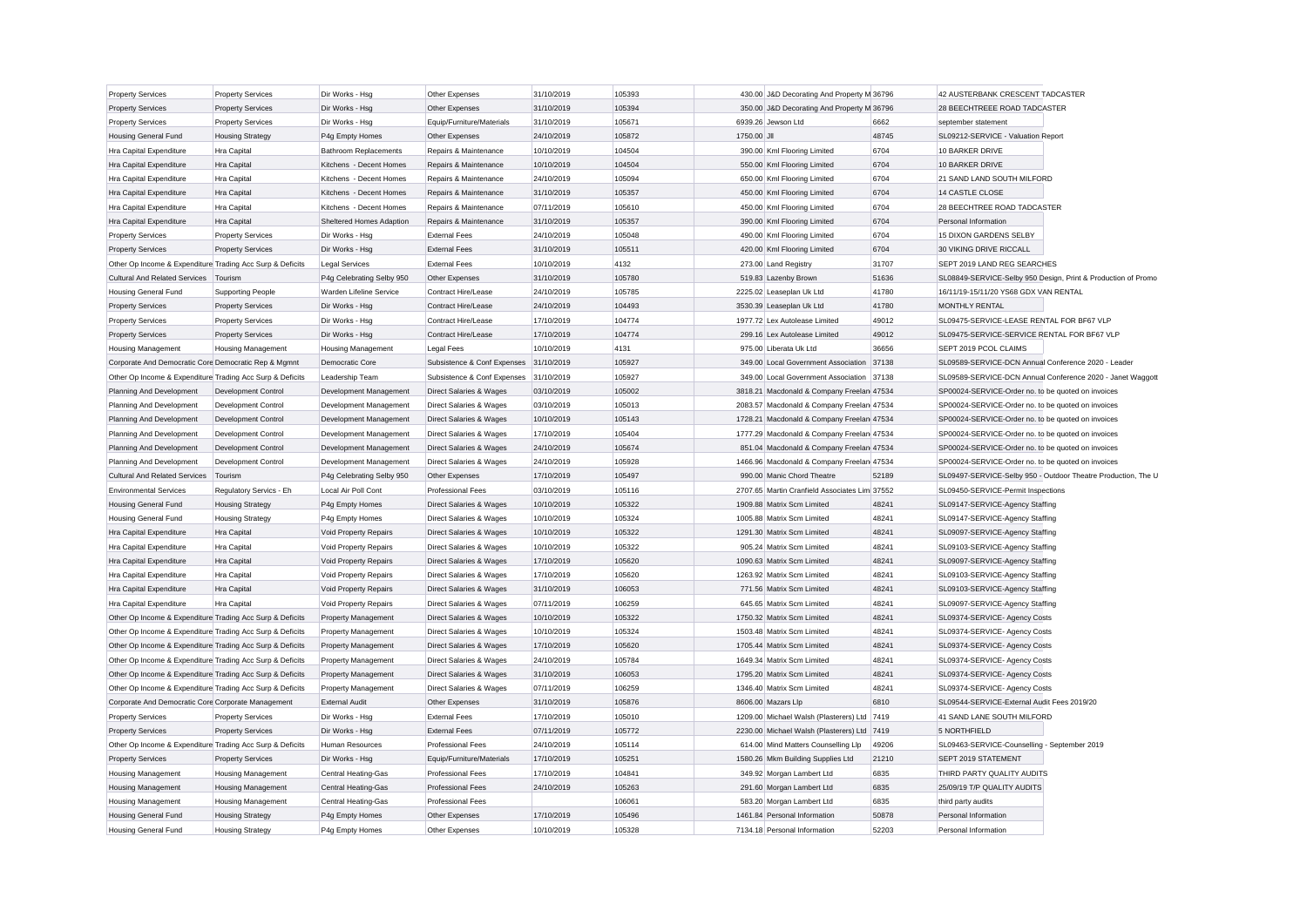| | | | | | | | | | |
|---|---|---|---|---|---|---|---|---|---|
| Property Services | Property Services | Dir Works - Hsg | Other Expenses | 31/10/2019 | 105393 | 430.00 | J&D Decorating And Property M | 36796 | 42 AUSTERBANK CRESCENT TADCASTER |
| Property Services | Property Services | Dir Works - Hsg | Other Expenses | 31/10/2019 | 105394 | 350.00 | J&D Decorating And Property M | 36796 | 28 BEECHTREEE ROAD TADCASTER |
| Property Services | Property Services | Dir Works - Hsg | Equip/Furniture/Materials | 31/10/2019 | 105671 | 6939.26 | Jewson Ltd | 6662 | september statement |
| Housing General Fund | Housing Strategy | P4g Empty Homes | Other Expenses | 24/10/2019 | 105872 | 1750.00 | Jll | 48745 | SL09212-SERVICE - Valuation Report |
| Hra Capital Expenditure | Hra Capital | Bathroom Replacements | Repairs & Maintenance | 10/10/2019 | 104504 | 390.00 | Kml Flooring Limited | 6704 | 10 BARKER DRIVE |
| Hra Capital Expenditure | Hra Capital | Kitchens - Decent Homes | Repairs & Maintenance | 10/10/2019 | 104504 | 550.00 | Kml Flooring Limited | 6704 | 10 BARKER DRIVE |
| Hra Capital Expenditure | Hra Capital | Kitchens - Decent Homes | Repairs & Maintenance | 24/10/2019 | 105094 | 650.00 | Kml Flooring Limited | 6704 | 21 SAND LAND SOUTH MILFORD |
| Hra Capital Expenditure | Hra Capital | Kitchens - Decent Homes | Repairs & Maintenance | 31/10/2019 | 105357 | 450.00 | Kml Flooring Limited | 6704 | 14 CASTLE CLOSE |
| Hra Capital Expenditure | Hra Capital | Kitchens - Decent Homes | Repairs & Maintenance | 07/11/2019 | 105610 | 450.00 | Kml Flooring Limited | 6704 | 28 BEECHTREE ROAD TADCASTER |
| Hra Capital Expenditure | Hra Capital | Sheltered Homes Adaption | Repairs & Maintenance | 31/10/2019 | 105357 | 390.00 | Kml Flooring Limited | 6704 | Personal Information |
| Property Services | Property Services | Dir Works - Hsg | External Fees | 24/10/2019 | 105048 | 490.00 | Kml Flooring Limited | 6704 | 15 DIXON GARDENS SELBY |
| Property Services | Property Services | Dir Works - Hsg | External Fees | 31/10/2019 | 105511 | 420.00 | Kml Flooring Limited | 6704 | 30 VIKING DRIVE RICCALL |
| Other Op Income & Expenditure | Trading Acc Surp & Deficits | Legal Services | External Fees | 10/10/2019 | 4132 | 273.00 | Land Registry | 31707 | SEPT 2019 LAND REG SEARCHES |
| Cultural And Related Services | Tourism | P4g Celebrating Selby 950 | Other Expenses | 31/10/2019 | 105780 | 519.83 | Lazenby Brown | 51636 | SL08849-SERVICE-Selby 950 Design, Print & Production of Promo |
| Housing General Fund | Supporting People | Warden Lifeline Service | Contract Hire/Lease | 24/10/2019 | 105785 | 2225.02 | Leaseplan Uk Ltd | 41780 | 16/11/19-15/11/20 YS68 GDX VAN RENTAL |
| Property Services | Property Services | Dir Works - Hsg | Contract Hire/Lease | 24/10/2019 | 104493 | 3530.39 | Leaseplan Uk Ltd | 41780 | MONTHLY RENTAL |
| Property Services | Property Services | Dir Works - Hsg | Contract Hire/Lease | 17/10/2019 | 104774 | 1977.72 | Lex Autolease Limited | 49012 | SL09475-SERVICE-LEASE RENTAL FOR BF67 VLP |
| Property Services | Property Services | Dir Works - Hsg | Contract Hire/Lease | 17/10/2019 | 104774 | 299.16 | Lex Autolease Limited | 49012 | SL09475-SERVICE-SERVICE RENTAL FOR BF67 VLP |
| Housing Management | Housing Management | Housing Management | Legal Fees | 10/10/2019 | 4131 | 975.00 | Liberata Uk Ltd | 36656 | SEPT 2019 PCOL CLAIMS |
| Corporate And Democratic Core | Democratic Rep & Mgmnt | Democratic Core | Subsistence & Conf Expenses | 31/10/2019 | 105927 | 349.00 | Local Government Association | 37138 | SL09589-SERVICE-DCN Annual Conference 2020 - Leader |
| Other Op Income & Expenditure | Trading Acc Surp & Deficits | Leadership Team | Subsistence & Conf Expenses | 31/10/2019 | 105927 | 349.00 | Local Government Association | 37138 | SL09589-SERVICE-DCN Annual Conference 2020 - Janet Waggott |
| Planning And Development | Development Control | Development Management | Direct Salaries & Wages | 03/10/2019 | 105002 | 3818.21 | Macdonald & Company Freelan | 47534 | SP00024-SERVICE-Order no. to be quoted on invoices |
| Planning And Development | Development Control | Development Management | Direct Salaries & Wages | 03/10/2019 | 105013 | 2083.57 | Macdonald & Company Freelan | 47534 | SP00024-SERVICE-Order no. to be quoted on invoices |
| Planning And Development | Development Control | Development Management | Direct Salaries & Wages | 10/10/2019 | 105143 | 1728.21 | Macdonald & Company Freelan | 47534 | SP00024-SERVICE-Order no. to be quoted on invoices |
| Planning And Development | Development Control | Development Management | Direct Salaries & Wages | 17/10/2019 | 105404 | 1777.29 | Macdonald & Company Freelan | 47534 | SP00024-SERVICE-Order no. to be quoted on invoices |
| Planning And Development | Development Control | Development Management | Direct Salaries & Wages | 24/10/2019 | 105674 | 851.04 | Macdonald & Company Freelan | 47534 | SP00024-SERVICE-Order no. to be quoted on invoices |
| Planning And Development | Development Control | Development Management | Direct Salaries & Wages | 24/10/2019 | 105928 | 1466.96 | Macdonald & Company Freelan | 47534 | SP00024-SERVICE-Order no. to be quoted on invoices |
| Cultural And Related Services | Tourism | P4g Celebrating Selby 950 | Other Expenses | 17/10/2019 | 105497 | 990.00 | Manic Chord Theatre | 52189 | SL09497-SERVICE-Selby 950 - Outdoor Theatre Production, The U |
| Environmental Services | Regulatory Servics - Eh | Local Air Poll Cont | Professional Fees | 03/10/2019 | 105116 | 2707.65 | Martin Cranfield Associates Lim | 37552 | SL09450-SERVICE-Permit Inspections |
| Housing General Fund | Housing Strategy | P4g Empty Homes | Direct Salaries & Wages | 10/10/2019 | 105322 | 1909.88 | Matrix Scm Limited | 48241 | SL09147-SERVICE-Agency Staffing |
| Housing General Fund | Housing Strategy | P4g Empty Homes | Direct Salaries & Wages | 10/10/2019 | 105324 | 1005.88 | Matrix Scm Limited | 48241 | SL09147-SERVICE-Agency Staffing |
| Hra Capital Expenditure | Hra Capital | Void Property Repairs | Direct Salaries & Wages | 10/10/2019 | 105322 | 1291.30 | Matrix Scm Limited | 48241 | SL09097-SERVICE-Agency Staffing |
| Hra Capital Expenditure | Hra Capital | Void Property Repairs | Direct Salaries & Wages | 10/10/2019 | 105322 | 905.24 | Matrix Scm Limited | 48241 | SL09103-SERVICE-Agency Staffing |
| Hra Capital Expenditure | Hra Capital | Void Property Repairs | Direct Salaries & Wages | 17/10/2019 | 105620 | 1090.63 | Matrix Scm Limited | 48241 | SL09097-SERVICE-Agency Staffing |
| Hra Capital Expenditure | Hra Capital | Void Property Repairs | Direct Salaries & Wages | 17/10/2019 | 105620 | 1263.92 | Matrix Scm Limited | 48241 | SL09103-SERVICE-Agency Staffing |
| Hra Capital Expenditure | Hra Capital | Void Property Repairs | Direct Salaries & Wages | 31/10/2019 | 106053 | 771.56 | Matrix Scm Limited | 48241 | SL09103-SERVICE-Agency Staffing |
| Hra Capital Expenditure | Hra Capital | Void Property Repairs | Direct Salaries & Wages | 07/11/2019 | 106259 | 645.65 | Matrix Scm Limited | 48241 | SL09097-SERVICE-Agency Staffing |
| Other Op Income & Expenditure | Trading Acc Surp & Deficits | Property Management | Direct Salaries & Wages | 10/10/2019 | 105322 | 1750.32 | Matrix Scm Limited | 48241 | SL09374-SERVICE- Agency Costs |
| Other Op Income & Expenditure | Trading Acc Surp & Deficits | Property Management | Direct Salaries & Wages | 10/10/2019 | 105324 | 1503.48 | Matrix Scm Limited | 48241 | SL09374-SERVICE- Agency Costs |
| Other Op Income & Expenditure | Trading Acc Surp & Deficits | Property Management | Direct Salaries & Wages | 17/10/2019 | 105620 | 1705.44 | Matrix Scm Limited | 48241 | SL09374-SERVICE- Agency Costs |
| Other Op Income & Expenditure | Trading Acc Surp & Deficits | Property Management | Direct Salaries & Wages | 24/10/2019 | 105784 | 1649.34 | Matrix Scm Limited | 48241 | SL09374-SERVICE- Agency Costs |
| Other Op Income & Expenditure | Trading Acc Surp & Deficits | Property Management | Direct Salaries & Wages | 31/10/2019 | 106053 | 1795.20 | Matrix Scm Limited | 48241 | SL09374-SERVICE- Agency Costs |
| Other Op Income & Expenditure | Trading Acc Surp & Deficits | Property Management | Direct Salaries & Wages | 07/11/2019 | 106259 | 1346.40 | Matrix Scm Limited | 48241 | SL09374-SERVICE- Agency Costs |
| Corporate And Democratic Core | Corporate Management | External Audit | Other Expenses | 31/10/2019 | 105876 | 8606.00 | Mazars Llp | 6810 | SL09544-SERVICE-External Audit Fees 2019/20 |
| Property Services | Property Services | Dir Works - Hsg | External Fees | 17/10/2019 | 105010 | 1209.00 | Michael Walsh (Plasterers) Ltd | 7419 | 41 SAND LANE SOUTH MILFORD |
| Property Services | Property Services | Dir Works - Hsg | External Fees | 07/11/2019 | 105772 | 2230.00 | Michael Walsh (Plasterers) Ltd | 7419 | 5 NORTHFIELD |
| Other Op Income & Expenditure | Trading Acc Surp & Deficits | Human Resources | Professional Fees | 24/10/2019 | 105114 | 614.00 | Mind Matters Counselling Llp | 49206 | SL09463-SERVICE-Counselling - September 2019 |
| Property Services | Property Services | Dir Works - Hsg | Equip/Furniture/Materials | 17/10/2019 | 105251 | 1580.26 | Mkm Building Supplies Ltd | 21210 | SEPT 2019 STATEMENT |
| Housing Management | Housing Management | Central Heating-Gas | Professional Fees | 17/10/2019 | 104841 | 349.92 | Morgan Lambert Ltd | 6835 | THIRD PARTY QUALITY AUDITS |
| Housing Management | Housing Management | Central Heating-Gas | Professional Fees | 24/10/2019 | 105263 | 291.60 | Morgan Lambert Ltd | 6835 | 25/09/19 T/P QUALITY AUDITS |
| Housing Management | Housing Management | Central Heating-Gas | Professional Fees | | 106061 | 583.20 | Morgan Lambert Ltd | 6835 | third party audits |
| Housing General Fund | Housing Strategy | P4g Empty Homes | Other Expenses | 17/10/2019 | 105496 | 1461.84 | Personal Information | 50878 | Personal Information |
| Housing General Fund | Housing Strategy | P4g Empty Homes | Other Expenses | 10/10/2019 | 105328 | 7134.18 | Personal Information | 52203 | Personal Information |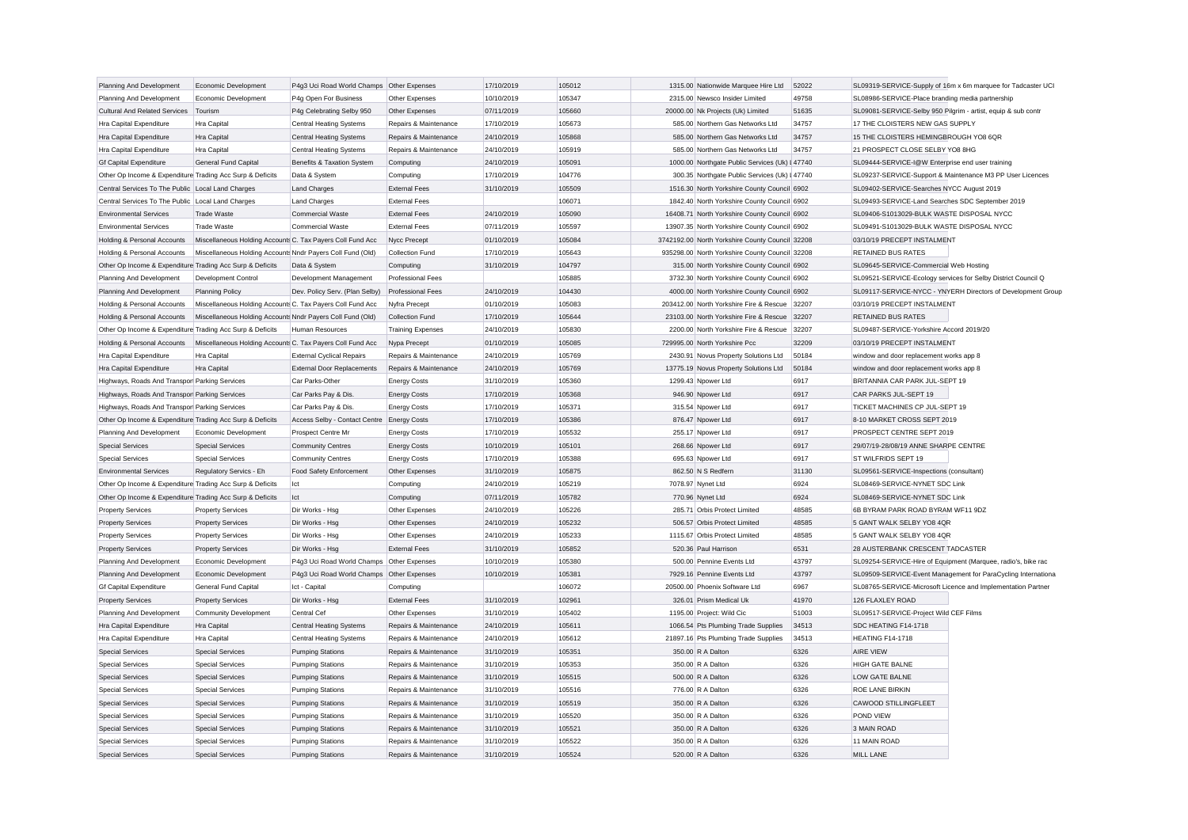| | | | | | | | | | |
|---|---|---|---|---|---|---|---|---|---|
| Planning And Development | Economic Development | P4g3 Uci Road World Champs | Other Expenses | 17/10/2019 | 105012 | 1315.00 | Nationwide Marquee Hire Ltd | 52022 | SL09319-SERVICE-Supply of 16m x 6m marquee for Tadcaster UCI |
| Planning And Development | Economic Development | P4g Open For Business | Other Expenses | 10/10/2019 | 105347 | 2315.00 | Newsco Insider Limited | 49758 | SL08986-SERVICE-Place branding media partnership |
| Cultural And Related Services | Tourism | P4g Celebrating Selby 950 | Other Expenses | 07/11/2019 | 105660 | 20000.00 | Nk Projects (Uk) Limited | 51635 | SL09081-SERVICE-Selby 950 Pilgrim - artist, equip & sub contr |
| Hra Capital Expenditure | Hra Capital | Central Heating Systems | Repairs & Maintenance | 17/10/2019 | 105673 | 585.00 | Northern Gas Networks Ltd | 34757 | 17 THE CLOISTERS NEW GAS SUPPLY |
| Hra Capital Expenditure | Hra Capital | Central Heating Systems | Repairs & Maintenance | 24/10/2019 | 105868 | 585.00 | Northern Gas Networks Ltd | 34757 | 15 THE CLOISTERS HEMINGBROUGH YO8 6QR |
| Hra Capital Expenditure | Hra Capital | Central Heating Systems | Repairs & Maintenance | 24/10/2019 | 105919 | 585.00 | Northern Gas Networks Ltd | 34757 | 21 PROSPECT CLOSE SELBY YO8 8HG |
| Gf Capital Expenditure | General Fund Capital | Benefits & Taxation System | Computing | 24/10/2019 | 105091 | 1000.00 | Northgate Public Services (Uk) I | 47740 | SL09444-SERVICE-I@W Enterprise end user training |
| Other Op Income & Expenditure | Trading Acc Surp & Deficits | Data & System | Computing | 17/10/2019 | 104776 | 300.35 | Northgate Public Services (Uk) I | 47740 | SL09237-SERVICE-Support & Maintenance M3 PP User Licences |
| Central Services To The Public | Local Land Charges | Land Charges | External Fees | 31/10/2019 | 105509 | 1516.30 | North Yorkshire County Council | 6902 | SL09402-SERVICE-Searches NYCC August 2019 |
| Central Services To The Public | Local Land Charges | Land Charges | External Fees | | 106071 | 1842.40 | North Yorkshire County Council | 6902 | SL09493-SERVICE-Land Searches SDC September 2019 |
| Environmental Services | Trade Waste | Commercial Waste | External Fees | 24/10/2019 | 105090 | 16408.71 | North Yorkshire County Council | 6902 | SL09406-S1013029-BULK WASTE DISPOSAL NYCC |
| Environmental Services | Trade Waste | Commercial Waste | External Fees | 07/11/2019 | 105597 | 13907.35 | North Yorkshire County Council | 6902 | SL09491-S1013029-BULK WASTE DISPOSAL NYCC |
| Holding & Personal Accounts | Miscellaneous Holding Accounts | C. Tax Payers Coll Fund Acc | Nycc Precept | 01/10/2019 | 105084 | 3742192.00 | North Yorkshire County Council | 32208 | 03/10/19 PRECEPT INSTALMENT |
| Holding & Personal Accounts | Miscellaneous Holding Accounts | Nndr Payers Coll Fund (Old) | Collection Fund | 17/10/2019 | 105643 | 935298.00 | North Yorkshire County Council | 32208 | RETAINED BUS RATES |
| Other Op Income & Expenditure | Trading Acc Surp & Deficits | Data & System | Computing | 31/10/2019 | 104797 | 315.00 | North Yorkshire County Council | 6902 | SL09645-SERVICE-Commercial Web Hosting |
| Planning And Development | Development Control | Development Management | Professional Fees | | 105885 | 3732.30 | North Yorkshire County Council | 6902 | SL09521-SERVICE-Ecology services for Selby District Council Q |
| Planning And Development | Planning Policy | Dev. Policy Serv. (Plan Selby) | Professional Fees | 24/10/2019 | 104430 | 4000.00 | North Yorkshire County Council | 6902 | SL09117-SERVICE-NYCC - YNYERH Directors of Development Group |
| Holding & Personal Accounts | Miscellaneous Holding Accounts | C. Tax Payers Coll Fund Acc | Nyfra Precept | 01/10/2019 | 105083 | 203412.00 | North Yorkshire Fire & Rescue | 32207 | 03/10/19 PRECEPT INSTALMENT |
| Holding & Personal Accounts | Miscellaneous Holding Accounts | Nndr Payers Coll Fund (Old) | Collection Fund | 17/10/2019 | 105644 | 23103.00 | North Yorkshire Fire & Rescue | 32207 | RETAINED BUS RATES |
| Other Op Income & Expenditure | Trading Acc Surp & Deficits | Human Resources | Training Expenses | 24/10/2019 | 105830 | 2200.00 | North Yorkshire Fire & Rescue | 32207 | SL09487-SERVICE-Yorkshire Accord 2019/20 |
| Holding & Personal Accounts | Miscellaneous Holding Accounts | C. Tax Payers Coll Fund Acc | Nypa Precept | 01/10/2019 | 105085 | 729995.00 | North Yorkshire Pcc | 32209 | 03/10/19 PRECEPT INSTALMENT |
| Hra Capital Expenditure | Hra Capital | External Cyclical Repairs | Repairs & Maintenance | 24/10/2019 | 105769 | 2430.91 | Novus Property Solutions Ltd | 50184 | window and door replacement works app 8 |
| Hra Capital Expenditure | Hra Capital | External Door Replacements | Repairs & Maintenance | 24/10/2019 | 105769 | 13775.19 | Novus Property Solutions Ltd | 50184 | window and door replacement works app 8 |
| Highways, Roads And Transport | Parking Services | Car Parks-Other | Energy Costs | 31/10/2019 | 105360 | 1299.43 | Npower Ltd | 6917 | BRITANNIA CAR PARK JUL-SEPT 19 |
| Highways, Roads And Transport | Parking Services | Car Parks Pay & Dis. | Energy Costs | 17/10/2019 | 105368 | 946.90 | Npower Ltd | 6917 | CAR PARKS JUL-SEPT 19 |
| Highways, Roads And Transport | Parking Services | Car Parks Pay & Dis. | Energy Costs | 17/10/2019 | 105371 | 315.54 | Npower Ltd | 6917 | TICKET MACHINES CP JUL-SEPT 19 |
| Other Op Income & Expenditure | Trading Acc Surp & Deficits | Access Selby - Contact Centre | Energy Costs | 17/10/2019 | 105386 | 876.47 | Npower Ltd | 6917 | 8-10 MARKET CROSS SEPT 2019 |
| Planning And Development | Economic Development | Prospect Centre Mr | Energy Costs | 17/10/2019 | 105532 | 255.17 | Npower Ltd | 6917 | PROSPECT CENTRE SEPT 2019 |
| Special Services | Special Services | Community Centres | Energy Costs | 10/10/2019 | 105101 | 268.66 | Npower Ltd | 6917 | 29/07/19-28/08/19 ANNE SHARPE CENTRE |
| Special Services | Special Services | Community Centres | Energy Costs | 17/10/2019 | 105388 | 695.63 | Npower Ltd | 6917 | ST WILFRIDS SEPT 19 |
| Environmental Services | Regulatory Servics - Eh | Food Safety Enforcement | Other Expenses | 31/10/2019 | 105875 | 862.50 | N S Redfern | 31130 | SL09561-SERVICE-Inspections (consultant) |
| Other Op Income & Expenditure | Trading Acc Surp & Deficits | Ict | Computing | 24/10/2019 | 105219 | 7078.97 | Nynet Ltd | 6924 | SL08469-SERVICE-NYNET SDC Link |
| Other Op Income & Expenditure | Trading Acc Surp & Deficits | Ict | Computing | 07/11/2019 | 105782 | 770.96 | Nynet Ltd | 6924 | SL08469-SERVICE-NYNET SDC Link |
| Property Services | Property Services | Dir Works - Hsg | Other Expenses | 24/10/2019 | 105226 | 285.71 | Orbis Protect Limited | 48585 | 6B BYRAM PARK ROAD BYRAM WF11 9DZ |
| Property Services | Property Services | Dir Works - Hsg | Other Expenses | 24/10/2019 | 105232 | 506.57 | Orbis Protect Limited | 48585 | 5 GANT WALK SELBY YO8 4QR |
| Property Services | Property Services | Dir Works - Hsg | Other Expenses | 24/10/2019 | 105233 | 1115.67 | Orbis Protect Limited | 48585 | 5 GANT WALK SELBY YO8 4QR |
| Property Services | Property Services | Dir Works - Hsg | External Fees | 31/10/2019 | 105852 | 520.36 | Paul Harrison | 6531 | 28 AUSTERBANK CRESCENT TADCASTER |
| Planning And Development | Economic Development | P4g3 Uci Road World Champs | Other Expenses | 10/10/2019 | 105380 | 500.00 | Pennine Events Ltd | 43797 | SL09254-SERVICE-Hire of Equipment (Marquee, radio's, bike rac |
| Planning And Development | Economic Development | P4g3 Uci Road World Champs | Other Expenses | 10/10/2019 | 105381 | 7929.16 | Pennine Events Ltd | 43797 | SL09509-SERVICE-Event Management for ParaCycling Internationa |
| Gf Capital Expenditure | General Fund Capital | Ict - Capital | Computing | | 106072 | 20500.00 | Phoenix Software Ltd | 6967 | SL08765-SERVICE-Microsoft Licence and Implementation Partner |
| Property Services | Property Services | Dir Works - Hsg | External Fees | 31/10/2019 | 102961 | 326.01 | Prism Medical Uk | 41970 | 126 FLAXLEY ROAD |
| Planning And Development | Community Development | Central Cef | Other Expenses | 31/10/2019 | 105402 | 1195.00 | Project: Wild Cic | 51003 | SL09517-SERVICE-Project Wild CEF Films |
| Hra Capital Expenditure | Hra Capital | Central Heating Systems | Repairs & Maintenance | 24/10/2019 | 105611 | 1066.54 | Pts Plumbing Trade Supplies | 34513 | SDC HEATING F14-1718 |
| Hra Capital Expenditure | Hra Capital | Central Heating Systems | Repairs & Maintenance | 24/10/2019 | 105612 | 21897.16 | Pts Plumbing Trade Supplies | 34513 | HEATING F14-1718 |
| Special Services | Special Services | Pumping Stations | Repairs & Maintenance | 31/10/2019 | 105351 | 350.00 | R A Dalton | 6326 | AIRE VIEW |
| Special Services | Special Services | Pumping Stations | Repairs & Maintenance | 31/10/2019 | 105353 | 350.00 | R A Dalton | 6326 | HIGH GATE BALNE |
| Special Services | Special Services | Pumping Stations | Repairs & Maintenance | 31/10/2019 | 105515 | 500.00 | R A Dalton | 6326 | LOW GATE BALNE |
| Special Services | Special Services | Pumping Stations | Repairs & Maintenance | 31/10/2019 | 105516 | 776.00 | R A Dalton | 6326 | ROE LANE BIRKIN |
| Special Services | Special Services | Pumping Stations | Repairs & Maintenance | 31/10/2019 | 105519 | 350.00 | R A Dalton | 6326 | CAWOOD STILLINGFLEET |
| Special Services | Special Services | Pumping Stations | Repairs & Maintenance | 31/10/2019 | 105520 | 350.00 | R A Dalton | 6326 | POND VIEW |
| Special Services | Special Services | Pumping Stations | Repairs & Maintenance | 31/10/2019 | 105521 | 350.00 | R A Dalton | 6326 | 3 MAIN ROAD |
| Special Services | Special Services | Pumping Stations | Repairs & Maintenance | 31/10/2019 | 105522 | 350.00 | R A Dalton | 6326 | 11 MAIN ROAD |
| Special Services | Special Services | Pumping Stations | Repairs & Maintenance | 31/10/2019 | 105524 | 520.00 | R A Dalton | 6326 | MILL LANE |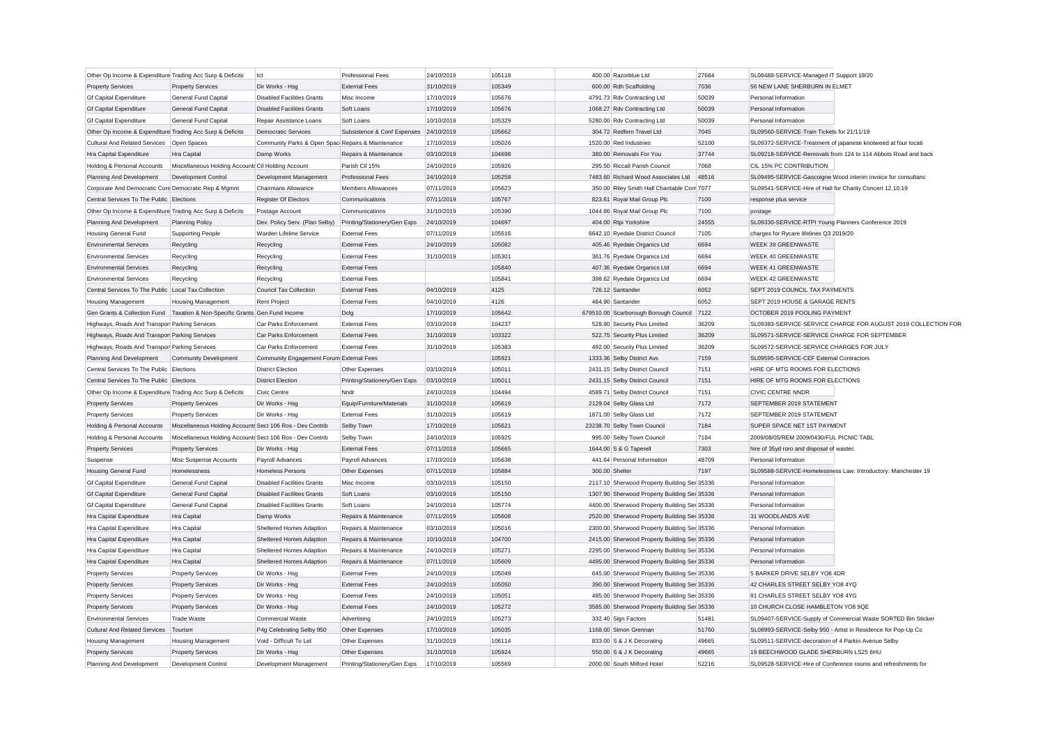| | | | | | | | | | |
|---|---|---|---|---|---|---|---|---|---|
| Other Op Income & Expenditure | Trading Acc Surp & Deficits | Ict | Professional Fees | 24/10/2019 | 105118 | 400.00 | Razorblue Ltd | 27684 | SL08488-SERVICE-Managed IT Support 19/20 |
| Property Services | Property Services | Dir Works - Hsg | External Fees | 31/10/2019 | 105349 | 600.00 | Rdh Scaffolding | 7036 | 56 NEW LANE SHERBURN IN ELMET |
| Gf Capital Expenditure | General Fund Capital | Disabled Facilities Grants | Misc Income | 17/10/2019 | 105676 | 4791.73 | Rdv Contracting Ltd | 50039 | Personal Information |
| Gf Capital Expenditure | General Fund Capital | Disabled Facilities Grants | Soft Loans | 17/10/2019 | 105676 | 1068.27 | Rdv Contracting Ltd | 50039 | Personal Information |
| Gf Capital Expenditure | General Fund Capital | Repair Assistance Loans | Soft Loans | 10/10/2019 | 105329 | 5280.00 | Rdv Contracting Ltd | 50039 | Personal Information |
| Other Op Income & Expenditure | Trading Acc Surp & Deficits | Democratic Services | Subsistence & Conf Expenses | 24/10/2019 | 105662 | 304.72 | Redfern Travel Ltd | 7045 | SL09560-SERVICE-Train Tickets for 21/11/19 |
| Cultural And Related Services | Open Spaces | Community Parks & Open Spac | Repairs & Maintenance | 17/10/2019 | 105026 | 1520.00 | Red Industries | 52100 | SL09372-SERVICE-Treatment of japanese knotweed at four locati |
| Hra Capital Expenditure | Hra Capital | Damp Works | Repairs & Maintenance | 03/10/2019 | 104698 | 380.00 | Removals For You | 37744 | SL09218-SERVICE-Removals from 124 to 114 Abbots Road and back |
| Holding & Personal Accounts | Miscellaneous Holding Accounts | Cil Holding Account | Parish Cil 15% | 24/10/2019 | 105926 | 295.50 | Riccall Parish Council | 7068 | CIL 15% PC CONTRIBUTION |
| Planning And Development | Development Control | Development Management | Professional Fees | 24/10/2019 | 105258 | 7483.60 | Richard Wood Associates Ltd | 48516 | SL09495-SERVICE-Gascoigne Wood interim invoice for consultanc |
| Corporate And Democratic Core | Democratic Rep & Mgmnt | Chairmans Allowance | Members Allowances | 07/11/2019 | 105623 | 350.00 | Riley Smith Hall Charitable Com | 7077 | SL09541-SERVICE-Hire of Hall for Charity Concert 12.10.19 |
| Central Services To The Public | Elections | Register Of Electors | Communications | 07/11/2019 | 105767 | 823.61 | Royal Mail Group Plc | 7100 | response plus service |
| Other Op Income & Expenditure | Trading Acc Surp & Deficits | Postage Account | Communications | 31/10/2019 | 105390 | 1044.86 | Royal Mail Group Plc | 7100 | postage |
| Planning And Development | Planning Policy | Dev. Policy Serv. (Plan Selby) | Printing/Stationery/Gen Exps | 24/10/2019 | 104697 | 404.00 | Rtpi Yorkshire | 24555 | SL09330-SERVICE-RTPI Young Planners Conference 2019 |
| Housing General Fund | Supporting People | Warden Lifeline Service | External Fees | 07/11/2019 | 105616 | 6642.10 | Ryedale District Council | 7105 | charges for Rycare lifelines Q3 2019/20 |
| Environmental Services | Recycling | Recycling | External Fees | 24/10/2019 | 105082 | 405.46 | Ryedale Organics Ltd | 6694 | WEEK 39 GREENWASTE |
| Environmental Services | Recycling | Recycling | External Fees | 31/10/2019 | 105301 | 361.76 | Ryedale Organics Ltd | 6694 | WEEK 40 GREENWASTE |
| Environmental Services | Recycling | Recycling | External Fees | | 105840 | 407.36 | Ryedale Organics Ltd | 6694 | WEEK 41 GREENWASTE |
| Environmental Services | Recycling | Recycling | External Fees | | 105841 | 398.62 | Ryedale Organics Ltd | 6694 | WEEK 42 GREENWASTE |
| Central Services To The Public | Local Tax Collection | Council Tax Collection | External Fees | 04/10/2019 | 4125 | 726.12 | Santander | 6052 | SEPT 2019 COUNCIL TAX PAYMENTS |
| Housing Management | Housing Management | Rent Project | External Fees | 04/10/2019 | 4126 | 484.90 | Santander | 6052 | SEPT 2019 HOUSE & GARAGE RENTS |
| Gen Grants & Collection Fund | Taxation & Non-Specific Grants | Gen Fund Income | Dclg | 17/10/2019 | 105642 | 679510.00 | Scarborough Borough Council | 7122 | OCTOBER 2019 POOLING PAYMENT |
| Highways, Roads And Transport | Parking Services | Car Parks Enforcement | External Fees | 03/10/2019 | 104237 | 528.90 | Security Plus Limited | 36209 | SL09383-SERVICE-SERVICE CHARGE FOR AUGUST 2019 COLLECTION FOR |
| Highways, Roads And Transport | Parking Services | Car Parks Enforcement | External Fees | 31/10/2019 | 103322 | 522.75 | Security Plus Limited | 36209 | SL09571-SERVICE-SERVICE CHARGE FOR SEPTEMBER |
| Highways, Roads And Transport | Parking Services | Car Parks Enforcement | External Fees | 31/10/2019 | 105383 | 492.00 | Security Plus Limited | 36209 | SL09572-SERVICE-SERVICE CHARGES FOR JULY |
| Planning And Development | Community Development | Community Engagement Forum | External Fees | | 105921 | 1333.36 | Selby District Avs | 7159 | SL09595-SERVICE-CEF External Contractors |
| Central Services To The Public | Elections | District Election | Other Expenses | 03/10/2019 | 105011 | 2431.15 | Selby District Council | 7151 | HIRE OF MTG ROOMS FOR ELECTIONS |
| Central Services To The Public | Elections | District Election | Printing/Stationery/Gen Exps | 03/10/2019 | 105011 | 2431.15 | Selby District Council | 7151 | HIRE OF MTG ROOMS FOR ELECTIONS |
| Other Op Income & Expenditure | Trading Acc Surp & Deficits | Civic Centre | Nndr | 24/10/2019 | 104494 | 4589.71 | Selby District Council | 7151 | CIVIC CENTRE NNDR |
| Property Services | Property Services | Dir Works - Hsg | Equip/Furniture/Materials | 31/10/2019 | 105619 | 2129.04 | Selby Glass Ltd | 7172 | SEPTEMBER 2019 STATEMENT |
| Property Services | Property Services | Dir Works - Hsg | External Fees | 31/10/2019 | 105619 | 1871.00 | Selby Glass Ltd | 7172 | SEPTEMBER 2019 STATEMENT |
| Holding & Personal Accounts | Miscellaneous Holding Accounts | Sect 106 Ros - Dev Contrib | Selby Town | 17/10/2019 | 105621 | 23238.70 | Selby Town Council | 7184 | SUPER SPACE NET 1ST PAYMENT |
| Holding & Personal Accounts | Miscellaneous Holding Accounts | Sect 106 Ros - Dev Contrib | Selby Town | 24/10/2019 | 105925 | 995.00 | Selby Town Council | 7184 | 2009/08/05/REM 2009/0430/FUL PICNIC TABL |
| Property Services | Property Services | Dir Works - Hsg | External Fees | 07/11/2019 | 105665 | 1644.00 | S & G Taperell | 7303 | hire of 35yd roro and disposal of wastec |
| Suspense | Misc Suspense Accounts | Payroll Advances | Payroll Advances | 17/10/2019 | 105638 | 441.64 | Personal Information | 48709 | Personal Information |
| Housing General Fund | Homelessness | Homeless Persons | Other Expenses | 07/11/2019 | 105884 | 300.00 | Shelter | 7197 | SL09588-SERVICE-Homelessness Law: Introductory: Manchester 19 |
| Gf Capital Expenditure | General Fund Capital | Disabled Facilities Grants | Misc Income | 03/10/2019 | 105150 | 2117.10 | Sherwood Property Building Ser | 35336 | Personal Information |
| Gf Capital Expenditure | General Fund Capital | Disabled Facilities Grants | Soft Loans | 03/10/2019 | 105150 | 1307.90 | Sherwood Property Building Ser | 35336 | Personal Information |
| Gf Capital Expenditure | General Fund Capital | Disabled Facilities Grants | Soft Loans | 24/10/2019 | 105774 | 4400.00 | Sherwood Property Building Ser | 35336 | Personal Information |
| Hra Capital Expenditure | Hra Capital | Damp Works | Repairs & Maintenance | 07/11/2019 | 105608 | 2520.00 | Sherwood Property Building Ser | 35336 | 31 WOODLANDS AVE |
| Hra Capital Expenditure | Hra Capital | Sheltered Homes Adaption | Repairs & Maintenance | 03/10/2019 | 105016 | 2300.00 | Sherwood Property Building Ser | 35336 | Personal Information |
| Hra Capital Expenditure | Hra Capital | Sheltered Homes Adaption | Repairs & Maintenance | 10/10/2019 | 104700 | 2415.00 | Sherwood Property Building Ser | 35336 | Personal Information |
| Hra Capital Expenditure | Hra Capital | Sheltered Homes Adaption | Repairs & Maintenance | 24/10/2019 | 105271 | 2295.00 | Sherwood Property Building Ser | 35336 | Personal Information |
| Hra Capital Expenditure | Hra Capital | Sheltered Homes Adaption | Repairs & Maintenance | 07/11/2019 | 105609 | 4495.00 | Sherwood Property Building Ser | 35336 | Personal Information |
| Property Services | Property Services | Dir Works - Hsg | External Fees | 24/10/2019 | 105049 | 645.00 | Sherwood Property Building Ser | 35336 | 5 BARKER DRIVE SELBY YO8 4DR |
| Property Services | Property Services | Dir Works - Hsg | External Fees | 24/10/2019 | 105050 | 390.00 | Sherwood Property Building Ser | 35336 | 42 CHARLES STREET SELBY YO8 4YQ |
| Property Services | Property Services | Dir Works - Hsg | External Fees | 24/10/2019 | 105051 | 485.00 | Sherwood Property Building Ser | 35336 | 81 CHARLES STREET SELBY YO8 4YG |
| Property Services | Property Services | Dir Works - Hsg | External Fees | 24/10/2019 | 105272 | 3585.00 | Sherwood Property Building Ser | 35336 | 10 CHURCH CLOSE HAMBLETON YO8 9QE |
| Environmental Services | Trade Waste | Commercial Waste | Advertising | 24/10/2019 | 105273 | 332.40 | Sign Factors | 51481 | SL09407-SERVICE-Supply of Commercial Waste SORTED Bin Sticker |
| Cultural And Related Services | Tourism | P4g Celebrating Selby 950 | Other Expenses | 17/10/2019 | 105035 | 1168.00 | Simon Grennan | 51760 | SL08993-SERVICE-Selby 950 - Artist in Residence for Pop-Up Co |
| Housing Management | Housing Management | Void - Difficult To Let | Other Expenses | 31/10/2019 | 106114 | 833.00 | S & J K Decorating | 49665 | SL09511-SERVICE-decoration of 4 Parkin Avenue Selby |
| Property Services | Property Services | Dir Works - Hsg | Other Expenses | 31/10/2019 | 105924 | 550.00 | S & J K Decorating | 49665 | 19 BEECHWOOD GLADE SHERBURN LS25 6HU |
| Planning And Development | Development Control | Development Management | Printing/Stationery/Gen Exps | 17/10/2019 | 105569 | 2000.00 | South Milford Hotel | 52216 | SL09528-SERVICE-Hire of Conference rooms and refreshments for |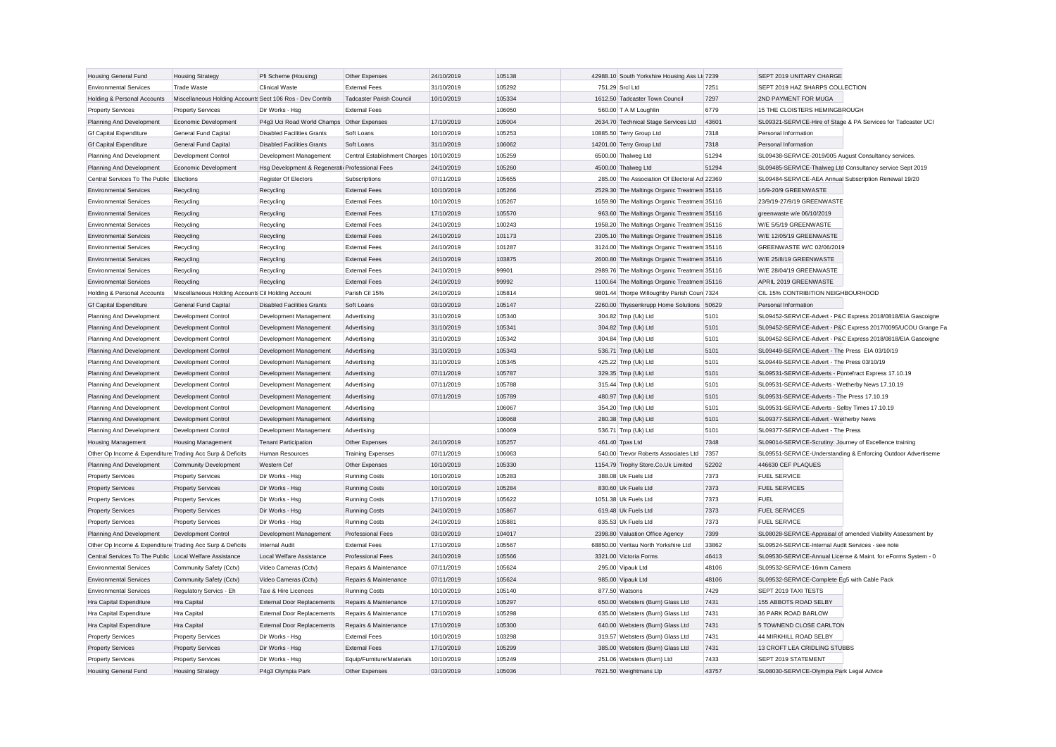| | | | | | | | | | |
|---|---|---|---|---|---|---|---|---|---|
| Housing General Fund | Housing Strategy | Pfi Scheme (Housing) | Other Expenses | 24/10/2019 | 105138 | 42988.10 | South Yorkshire Housing Ass Lt | 7239 | SEPT 2019 UNITARY CHARGE |
| Environmental Services | Trade Waste | Clinical Waste | External Fees | 31/10/2019 | 105292 | 751.29 | Srcl Ltd | 7251 | SEPT 2019 HAZ SHARPS COLLECTION |
| Holding & Personal Accounts | Miscellaneous Holding Accounts | Sect 106 Ros - Dev Contrib | Tadcaster Parish Council | 10/10/2019 | 105334 | 1612.50 | Tadcaster Town Council | 7297 | 2ND PAYMENT FOR MUGA |
| Property Services | Property Services | Dir Works - Hsg | External Fees | | 106050 | 560.00 | T A M Loughlin | 6779 | 15 THE CLOISTERS HEMINGBROUGH |
| Planning And Development | Economic Development | P4g3 Uci Road World Champs | Other Expenses | 17/10/2019 | 105004 | 2634.70 | Technical Stage Services Ltd | 43601 | SL09321-SERVICE-Hire of Stage & PA Services for Tadcaster UCI |
| Gf Capital Expenditure | General Fund Capital | Disabled Facilities Grants | Soft Loans | 10/10/2019 | 105253 | 10885.50 | Terry Group Ltd | 7318 | Personal Information |
| Gf Capital Expenditure | General Fund Capital | Disabled Facilities Grants | Soft Loans | 31/10/2019 | 106062 | 14201.00 | Terry Group Ltd | 7318 | Personal Information |
| Planning And Development | Development Control | Development Management | Central Establishment Charges | 10/10/2019 | 105259 | 6500.00 | Thalweg Ltd | 51294 | SL09438-SERVICE-2019/005 August Consultancy services. |
| Planning And Development | Economic Development | Hsg Development & Regenerati | Professional Fees | 24/10/2019 | 105260 | 4500.00 | Thalweg Ltd | 51294 | SL09485-SERVICE-Thalweg Ltd Consultancy service Sept 2019 |
| Central Services To The Public | Elections | Register Of Electors | Subscriptions | 07/11/2019 | 105655 | 285.00 | The Association Of Electoral Ad | 22369 | SL09484-SERVICE-AEA Annual Subscription Renewal 19/20 |
| Environmental Services | Recycling | Recycling | External Fees | 10/10/2019 | 105266 | 2529.30 | The Maltings Organic Treatment | 35116 | 16/9-20/9 GREENWASTE |
| Environmental Services | Recycling | Recycling | External Fees | 10/10/2019 | 105267 | 1659.90 | The Maltings Organic Treatment | 35116 | 23/9/19-27/9/19 GREENWASTE |
| Environmental Services | Recycling | Recycling | External Fees | 17/10/2019 | 105570 | 963.60 | The Maltings Organic Treatment | 35116 | greenwaste w/e 06/10/2019 |
| Environmental Services | Recycling | Recycling | External Fees | 24/10/2019 | 100243 | 1958.20 | The Maltings Organic Treatment | 35116 | W/E 5/5/19 GREENWASTE |
| Environmental Services | Recycling | Recycling | External Fees | 24/10/2019 | 101173 | 2305.10 | The Maltings Organic Treatment | 35116 | W/E 12/05/19 GREENWASTE |
| Environmental Services | Recycling | Recycling | External Fees | 24/10/2019 | 101287 | 3124.00 | The Maltings Organic Treatment | 35116 | GREENWASTE W/C 02/06/2019 |
| Environmental Services | Recycling | Recycling | External Fees | 24/10/2019 | 103875 | 2600.80 | The Maltings Organic Treatment | 35116 | W/E 25/8/19 GREENWASTE |
| Environmental Services | Recycling | Recycling | External Fees | 24/10/2019 | 99901 | 2989.76 | The Maltings Organic Treatment | 35116 | W/E 28/04/19 GREENWASTE |
| Environmental Services | Recycling | Recycling | External Fees | 24/10/2019 | 99992 | 1100.64 | The Maltings Organic Treatment | 35116 | APRIL 2019 GREENWASTE |
| Holding & Personal Accounts | Miscellaneous Holding Accounts | Cil Holding Account | Parish Cil 15% | 24/10/2019 | 105814 | 9801.44 | Thorpe Willoughby Parish Coun | 7324 | CIL 15% CONTRIBITION NEIGHBOURHOOD |
| Gf Capital Expenditure | General Fund Capital | Disabled Facilities Grants | Soft Loans | 03/10/2019 | 105147 | 2260.00 | Thyssenkrupp Home Solutions | 50629 | Personal Information |
| Planning And Development | Development Control | Development Management | Advertising | 31/10/2019 | 105340 | 304.82 | Tmp (Uk) Ltd | 5101 | SL09452-SERVICE-Advert - P&C Express 2018/0818/EIA Gascoigne |
| Planning And Development | Development Control | Development Management | Advertising | 31/10/2019 | 105341 | 304.82 | Tmp (Uk) Ltd | 5101 | SL09452-SERVICE-Advert - P&C Express 2017/0095/UCOU Grange Fa |
| Planning And Development | Development Control | Development Management | Advertising | 31/10/2019 | 105342 | 304.84 | Tmp (Uk) Ltd | 5101 | SL09452-SERVICE-Advert - P&C Express 2018/0818/EIA Gascoigne |
| Planning And Development | Development Control | Development Management | Advertising | 31/10/2019 | 105343 | 536.71 | Tmp (Uk) Ltd | 5101 | SL09449-SERVICE-Advert - The Press EIA 03/10/19 |
| Planning And Development | Development Control | Development Management | Advertising | 31/10/2019 | 105345 | 425.22 | Tmp (Uk) Ltd | 5101 | SL09449-SERVICE-Advert - The Press 03/10/19 |
| Planning And Development | Development Control | Development Management | Advertising | 07/11/2019 | 105787 | 329.35 | Tmp (Uk) Ltd | 5101 | SL09531-SERVICE-Adverts - Pontefract Express 17.10.19 |
| Planning And Development | Development Control | Development Management | Advertising | 07/11/2019 | 105788 | 315.44 | Tmp (Uk) Ltd | 5101 | SL09531-SERVICE-Adverts - Wetherby News 17.10.19 |
| Planning And Development | Development Control | Development Management | Advertising | 07/11/2019 | 105789 | 480.97 | Tmp (Uk) Ltd | 5101 | SL09531-SERVICE-Adverts - The Press 17.10.19 |
| Planning And Development | Development Control | Development Management | Advertising | | 106067 | 354.20 | Tmp (Uk) Ltd | 5101 | SL09531-SERVICE-Adverts - Selby Times 17.10.19 |
| Planning And Development | Development Control | Development Management | Advertising | | 106068 | 280.38 | Tmp (Uk) Ltd | 5101 | SL09377-SERVICE-Advert - Wetherby News |
| Planning And Development | Development Control | Development Management | Advertising | | 106069 | 536.71 | Tmp (Uk) Ltd | 5101 | SL09377-SERVICE-Advert - The Press |
| Housing Management | Housing Management | Tenant Participation | Other Expenses | 24/10/2019 | 105257 | 461.40 | Tpas Ltd | 7348 | SL09014-SERVICE-Scrutiny: Journey of Excellence training |
| Other Op Income & Expenditure | Trading Acc Surp & Deficits | Human Resources | Training Expenses | 07/11/2019 | 106063 | 540.00 | Trevor Roberts Associates Ltd | 7357 | SL09551-SERVICE-Understanding & Enforcing Outdoor Advertiseme |
| Planning And Development | Community Development | Western Cef | Other Expenses | 10/10/2019 | 105330 | 1154.79 | Trophy Store.Co.Uk Limited | 52202 | 446630 CEF PLAQUES |
| Property Services | Property Services | Dir Works - Hsg | Running Costs | 10/10/2019 | 105283 | 388.08 | Uk Fuels Ltd | 7373 | FUEL SERVICE |
| Property Services | Property Services | Dir Works - Hsg | Running Costs | 10/10/2019 | 105284 | 830.60 | Uk Fuels Ltd | 7373 | FUEL SERVICES |
| Property Services | Property Services | Dir Works - Hsg | Running Costs | 17/10/2019 | 105622 | 1051.38 | Uk Fuels Ltd | 7373 | FUEL |
| Property Services | Property Services | Dir Works - Hsg | Running Costs | 24/10/2019 | 105867 | 619.48 | Uk Fuels Ltd | 7373 | FUEL SERVICES |
| Property Services | Property Services | Dir Works - Hsg | Running Costs | 24/10/2019 | 105881 | 835.53 | Uk Fuels Ltd | 7373 | FUEL SERVICE |
| Planning And Development | Development Control | Development Management | Professional Fees | 03/10/2019 | 104017 | 2398.80 | Valuation Office Agency | 7399 | SL08028-SERVICE-Appraisal of amended Viability Assessment by |
| Other Op Income & Expenditure | Trading Acc Surp & Deficits | Internal Audit | External Fees | 17/10/2019 | 105567 | 68850.00 | Veritau North Yorkshire Ltd | 33862 | SL09524-SERVICE-Internal Audit Services - see note |
| Central Services To The Public | Local Welfare Assistance | Local Welfare Assistance | Professional Fees | 24/10/2019 | 105566 | 3321.00 | Victoria Forms | 46413 | SL09530-SERVICE-Annual License & Maint. for eForms System - 0 |
| Environmental Services | Community Safety (Cctv) | Video Cameras (Cctv) | Repairs & Maintenance | 07/11/2019 | 105624 | 295.00 | Vipauk Ltd | 48106 | SL09532-SERVICE-16mm Camera |
| Environmental Services | Community Safety (Cctv) | Video Cameras (Cctv) | Repairs & Maintenance | 07/11/2019 | 105624 | 985.00 | Vipauk Ltd | 48106 | SL09532-SERVICE-Complete Eg5 with Cable Pack |
| Environmental Services | Regulatory Servics - Eh | Taxi & Hire Licences | Running Costs | 10/10/2019 | 105140 | 877.50 | Watsons | 7429 | SEPT 2019 TAXI TESTS |
| Hra Capital Expenditure | Hra Capital | External Door Replacements | Repairs & Maintenance | 17/10/2019 | 105297 | 650.00 | Websters (Burn) Glass Ltd | 7431 | 155 ABBOTS ROAD SELBY |
| Hra Capital Expenditure | Hra Capital | External Door Replacements | Repairs & Maintenance | 17/10/2019 | 105298 | 635.00 | Websters (Burn) Glass Ltd | 7431 | 36 PARK ROAD BARLOW |
| Hra Capital Expenditure | Hra Capital | External Door Replacements | Repairs & Maintenance | 17/10/2019 | 105300 | 640.00 | Websters (Burn) Glass Ltd | 7431 | 5 TOWNEND CLOSE CARLTON |
| Property Services | Property Services | Dir Works - Hsg | External Fees | 10/10/2019 | 103298 | 319.57 | Websters (Burn) Glass Ltd | 7431 | 44 MIRKHILL ROAD SELBY |
| Property Services | Property Services | Dir Works - Hsg | External Fees | 17/10/2019 | 105299 | 385.00 | Websters (Burn) Glass Ltd | 7431 | 13 CROFT LEA CRIDLING STUBBS |
| Property Services | Property Services | Dir Works - Hsg | Equip/Furniture/Materials | 10/10/2019 | 105249 | 251.06 | Websters (Burn) Ltd | 7433 | SEPT 2019 STATEMENT |
| Housing General Fund | Housing Strategy | P4g3 Olympia Park | Other Expenses | 03/10/2019 | 105036 | 7621.50 | Weightmans Llp | 43757 | SL08030-SERVICE-Olympia Park Legal Advice |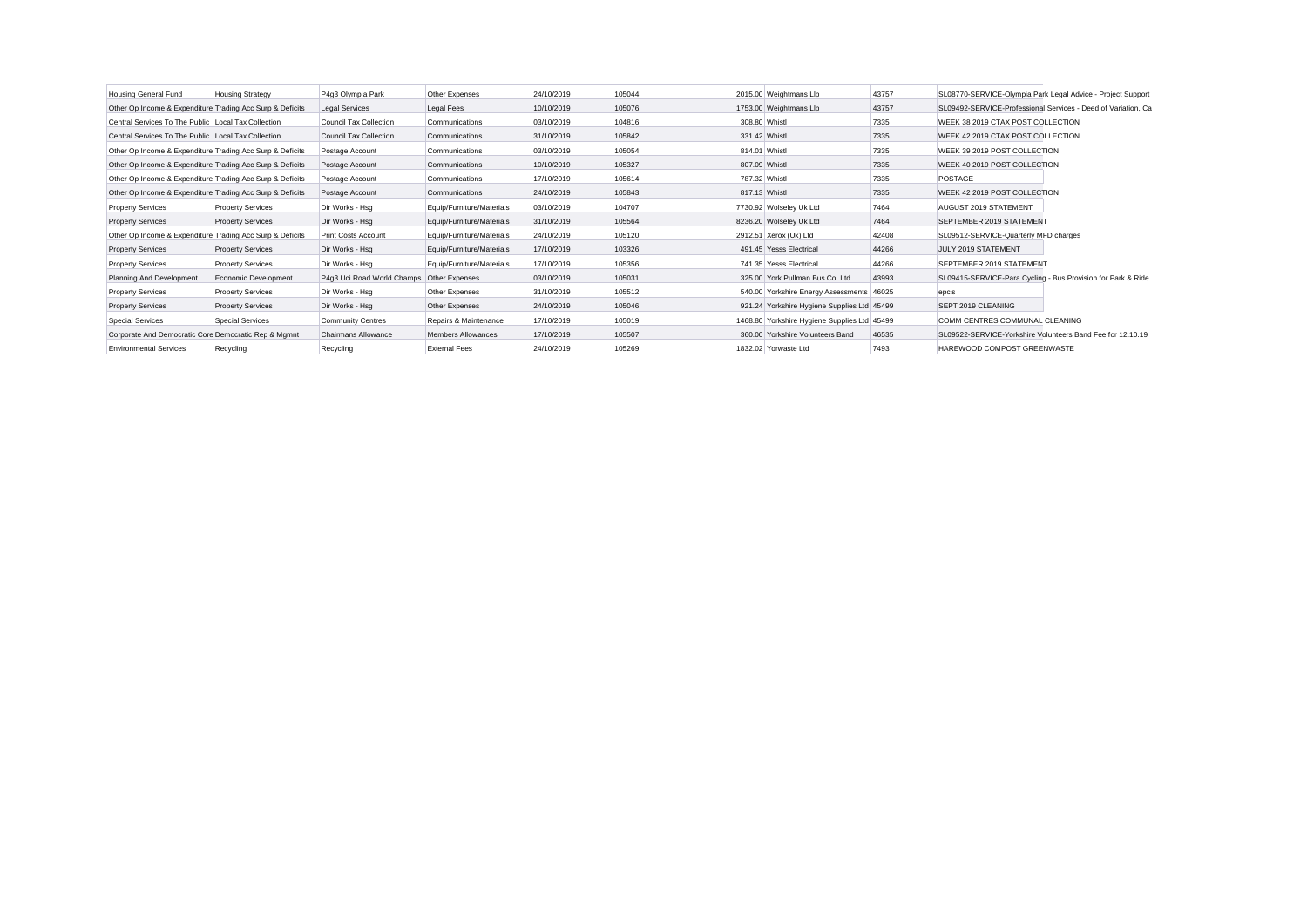| | | | | | | | | | |
|---|---|---|---|---|---|---|---|---|---|
| Housing General Fund | Housing Strategy | P4g3 Olympia Park | Other Expenses | 24/10/2019 | 105044 | 2015.00 | Weightmans Llp | 43757 | SL08770-SERVICE-Olympia Park Legal Advice - Project Support |
| Other Op Income & Expenditure | Trading Acc Surp & Deficits | Legal Services | Legal Fees | 10/10/2019 | 105076 | 1753.00 | Weightmans Llp | 43757 | SL09492-SERVICE-Professional Services - Deed of Variation, Ca |
| Central Services To The Public | Local Tax Collection | Council Tax Collection | Communications | 03/10/2019 | 104816 | 308.80 | Whistl | 7335 | WEEK 38 2019 CTAX POST COLLECTION |
| Central Services To The Public | Local Tax Collection | Council Tax Collection | Communications | 31/10/2019 | 105842 | 331.42 | Whistl | 7335 | WEEK 42 2019 CTAX POST COLLECTION |
| Other Op Income & Expenditure | Trading Acc Surp & Deficits | Postage Account | Communications | 03/10/2019 | 105054 | 814.01 | Whistl | 7335 | WEEK 39 2019 POST COLLECTION |
| Other Op Income & Expenditure | Trading Acc Surp & Deficits | Postage Account | Communications | 10/10/2019 | 105327 | 807.09 | Whistl | 7335 | WEEK 40 2019 POST COLLECTION |
| Other Op Income & Expenditure | Trading Acc Surp & Deficits | Postage Account | Communications | 17/10/2019 | 105614 | 787.32 | Whistl | 7335 | POSTAGE |
| Other Op Income & Expenditure | Trading Acc Surp & Deficits | Postage Account | Communications | 24/10/2019 | 105843 | 817.13 | Whistl | 7335 | WEEK 42 2019 POST COLLECTION |
| Property Services | Property Services | Dir Works - Hsg | Equip/Furniture/Materials | 03/10/2019 | 104707 | 7730.92 | Wolseley Uk Ltd | 7464 | AUGUST 2019 STATEMENT |
| Property Services | Property Services | Dir Works - Hsg | Equip/Furniture/Materials | 31/10/2019 | 105564 | 8236.20 | Wolseley Uk Ltd | 7464 | SEPTEMBER 2019 STATEMENT |
| Other Op Income & Expenditure | Trading Acc Surp & Deficits | Print Costs Account | Equip/Furniture/Materials | 24/10/2019 | 105120 | 2912.51 | Xerox (Uk) Ltd | 42408 | SL09512-SERVICE-Quarterly MFD charges |
| Property Services | Property Services | Dir Works - Hsg | Equip/Furniture/Materials | 17/10/2019 | 103326 | 491.45 | Yesss Electrical | 44266 | JULY 2019 STATEMENT |
| Property Services | Property Services | Dir Works - Hsg | Equip/Furniture/Materials | 17/10/2019 | 105356 | 741.35 | Yesss Electrical | 44266 | SEPTEMBER 2019 STATEMENT |
| Planning And Development | Economic Development | P4g3 Uci Road World Champs | Other Expenses | 03/10/2019 | 105031 | 325.00 | York Pullman Bus Co. Ltd | 43993 | SL09415-SERVICE-Para Cycling - Bus Provision for Park & Ride |
| Property Services | Property Services | Dir Works - Hsg | Other Expenses | 31/10/2019 | 105512 | 540.00 | Yorkshire Energy Assessments | 46025 | epc's |
| Property Services | Property Services | Dir Works - Hsg | Other Expenses | 24/10/2019 | 105046 | 921.24 | Yorkshire Hygiene Supplies Ltd | 45499 | SEPT 2019 CLEANING |
| Special Services | Special Services | Community Centres | Repairs & Maintenance | 17/10/2019 | 105019 | 1468.80 | Yorkshire Hygiene Supplies Ltd | 45499 | COMM CENTRES COMMUNAL CLEANING |
| Corporate And Democratic Core | Democratic Rep & Mgmnt | Chairmans Allowance | Members Allowances | 17/10/2019 | 105507 | 360.00 | Yorkshire Volunteers Band | 46535 | SL09522-SERVICE-Yorkshire Volunteers Band Fee for 12.10.19 |
| Environmental Services | Recycling | Recycling | External Fees | 24/10/2019 | 105269 | 1832.02 | Yorwaste Ltd | 7493 | HAREWOOD COMPOST GREENWASTE |